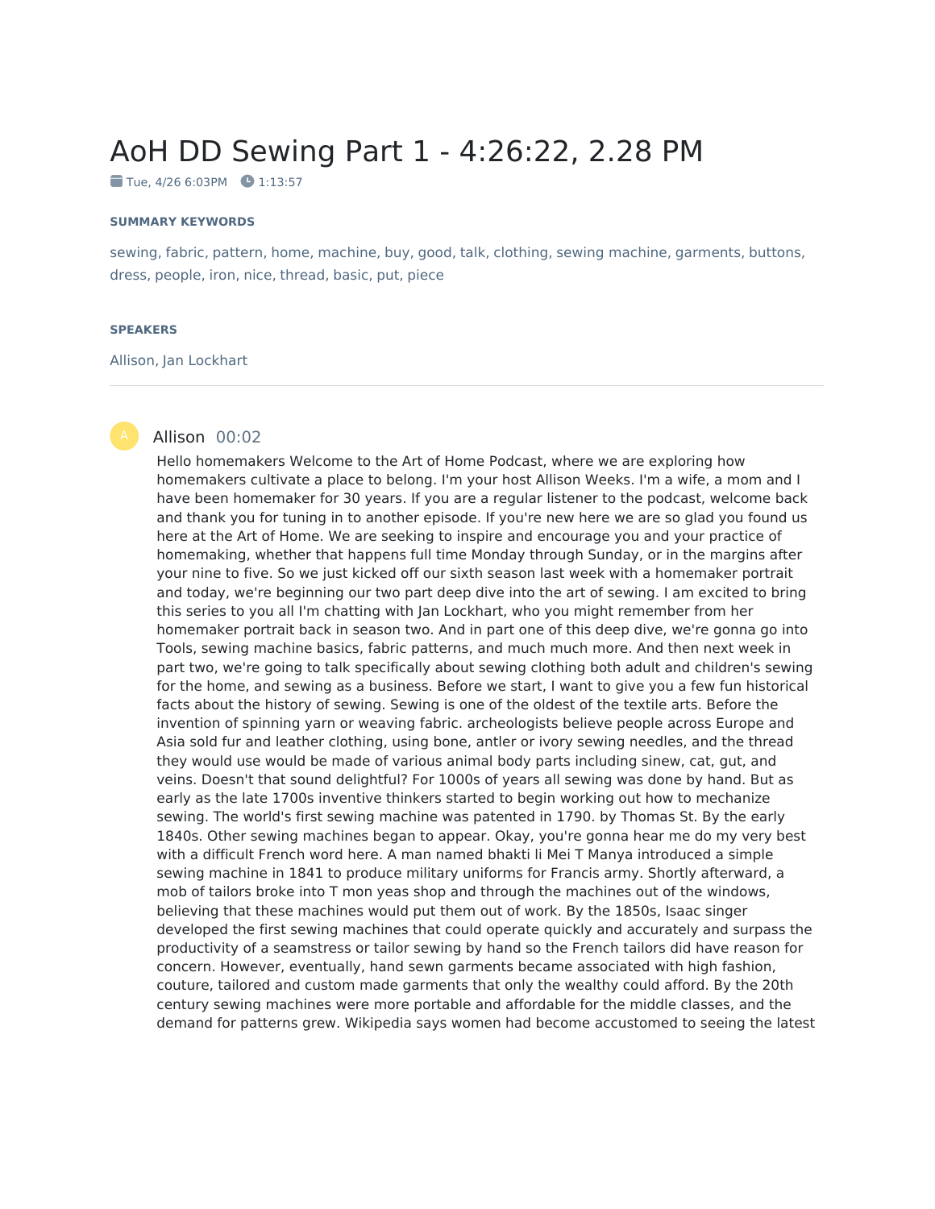# AoH DD Sewing Part 1 - 4:26:22, 2.28 PM

Tue, 4/26 6:03PM   1:13:57

#### SUMMARY KEYWORDS

sewing, fabric, pattern, home, machine, buy, good, talk, clothing, sewing machine, garments, buttons, dress, people, iron, nice, thread, basic, put, piece

#### SPEAKERS

Allison, Jan Lockhart

---

A **Allison** 00:02

Hello homemakers Welcome to the Art of Home Podcast, where we are exploring how homemakers cultivate a place to belong. I'm your host Allison Weeks. I'm a wife, a mom and I have been homemaker for 30 years. If you are a regular listener to the podcast, welcome back and thank you for tuning in to another episode. If you're new here we are so glad you found us here at the Art of Home. We are seeking to inspire and encourage you and your practice of homemaking, whether that happens full time Monday through Sunday, or in the margins after your nine to five. So we just kicked off our sixth season last week with a homemaker portrait and today, we're beginning our two part deep dive into the art of sewing. I am excited to bring this series to you all I'm chatting with Jan Lockhart, who you might remember from her homemaker portrait back in season two. And in part one of this deep dive, we're gonna go into Tools, sewing machine basics, fabric patterns, and much much more. And then next week in part two, we're going to talk specifically about sewing clothing both adult and children's sewing for the home, and sewing as a business. Before we start, I want to give you a few fun historical facts about the history of sewing. Sewing is one of the oldest of the textile arts. Before the invention of spinning yarn or weaving fabric. archeologists believe people across Europe and Asia sold fur and leather clothing, using bone, antler or ivory sewing needles, and the thread they would use would be made of various animal body parts including sinew, cat, gut, and veins. Doesn't that sound delightful? For 1000s of years all sewing was done by hand. But as early as the late 1700s inventive thinkers started to begin working out how to mechanize sewing. The world's first sewing machine was patented in 1790. by Thomas St. By the early 1840s. Other sewing machines began to appear. Okay, you're gonna hear me do my very best with a difficult French word here. A man named bhakti li Mei T Manya introduced a simple sewing machine in 1841 to produce military uniforms for Francis army. Shortly afterward, a mob of tailors broke into T mon yeas shop and through the machines out of the windows, believing that these machines would put them out of work. By the 1850s, Isaac singer developed the first sewing machines that could operate quickly and accurately and surpass the productivity of a seamstress or tailor sewing by hand so the French tailors did have reason for concern. However, eventually, hand sewn garments became associated with high fashion, couture, tailored and custom made garments that only the wealthy could afford. By the 20th century sewing machines were more portable and affordable for the middle classes, and the demand for patterns grew. Wikipedia says women had become accustomed to seeing the latest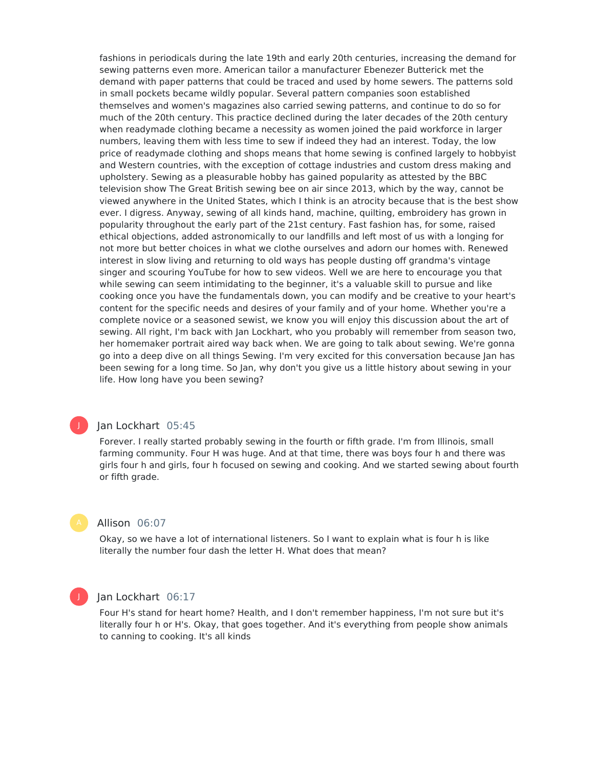fashions in periodicals during the late 19th and early 20th centuries, increasing the demand for sewing patterns even more. American tailor a manufacturer Ebenezer Butterick met the demand with paper patterns that could be traced and used by home sewers. The patterns sold in small pockets became wildly popular. Several pattern companies soon established themselves and women's magazines also carried sewing patterns, and continue to do so for much of the 20th century. This practice declined during the later decades of the 20th century when readymade clothing became a necessity as women joined the paid workforce in larger numbers, leaving them with less time to sew if indeed they had an interest. Today, the low price of readymade clothing and shops means that home sewing is confined largely to hobbyist and Western countries, with the exception of cottage industries and custom dress making and upholstery. Sewing as a pleasurable hobby has gained popularity as attested by the BBC television show The Great British sewing bee on air since 2013, which by the way, cannot be viewed anywhere in the United States, which I think is an atrocity because that is the best show ever. I digress. Anyway, sewing of all kinds hand, machine, quilting, embroidery has grown in popularity throughout the early part of the 21st century. Fast fashion has, for some, raised ethical objections, added astronomically to our landfills and left most of us with a longing for not more but better choices in what we clothe ourselves and adorn our homes with. Renewed interest in slow living and returning to old ways has people dusting off grandma's vintage singer and scouring YouTube for how to sew videos. Well we are here to encourage you that while sewing can seem intimidating to the beginner, it's a valuable skill to pursue and like cooking once you have the fundamentals down, you can modify and be creative to your heart's content for the specific needs and desires of your family and of your home. Whether you're a complete novice or a seasoned sewist, we know you will enjoy this discussion about the art of sewing. All right, I'm back with Jan Lockhart, who you probably will remember from season two, her homemaker portrait aired way back when. We are going to talk about sewing. We're gonna go into a deep dive on all things Sewing. I'm very excited for this conversation because Jan has been sewing for a long time. So Jan, why don't you give us a little history about sewing in your life. How long have you been sewing?

**Jan Lockhart** 05:45

Forever. I really started probably sewing in the fourth or fifth grade. I'm from Illinois, small farming community. Four H was huge. And at that time, there was boys four h and there was girls four h and girls, four h focused on sewing and cooking. And we started sewing about fourth or fifth grade.

**Allison** 06:07

Okay, so we have a lot of international listeners. So I want to explain what is four h is like literally the number four dash the letter H. What does that mean?

**Jan Lockhart** 06:17

Four H's stand for heart home? Health, and I don't remember happiness, I'm not sure but it's literally four h or H's. Okay, that goes together. And it's everything from people show animals to canning to cooking. It's all kinds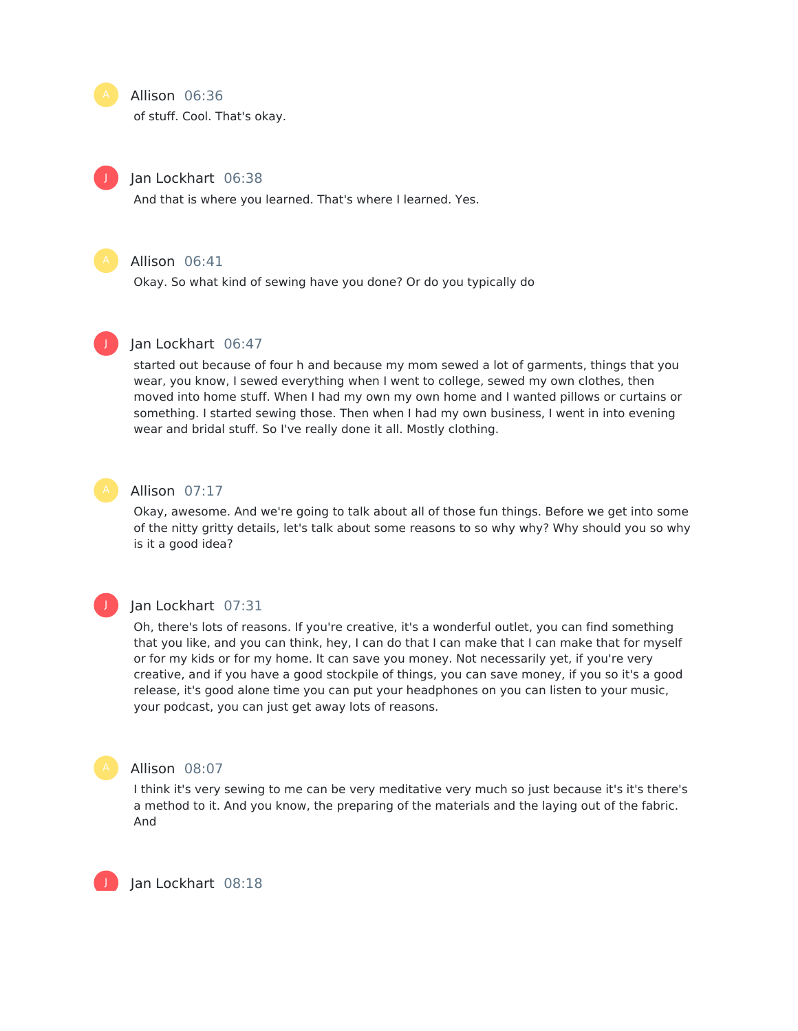**Allison** 06:36

of stuff. Cool. That's okay.

**Jan Lockhart** 06:38

And that is where you learned. That's where I learned. Yes.

**Allison** 06:41

Okay. So what kind of sewing have you done? Or do you typically do

**Jan Lockhart** 06:47

started out because of four h and because my mom sewed a lot of garments, things that you wear, you know, I sewed everything when I went to college, sewed my own clothes, then moved into home stuff. When I had my own my own home and I wanted pillows or curtains or something. I started sewing those. Then when I had my own business, I went in into evening wear and bridal stuff. So I've really done it all. Mostly clothing.

**Allison** 07:17

Okay, awesome. And we're going to talk about all of those fun things. Before we get into some of the nitty gritty details, let's talk about some reasons to so why why? Why should you so why is it a good idea?

**Jan Lockhart** 07:31

Oh, there's lots of reasons. If you're creative, it's a wonderful outlet, you can find something that you like, and you can think, hey, I can do that I can make that I can make that for myself or for my kids or for my home. It can save you money. Not necessarily yet, if you're very creative, and if you have a good stockpile of things, you can save money, if you so it's a good release, it's good alone time you can put your headphones on you can listen to your music, your podcast, you can just get away lots of reasons.

**Allison** 08:07

I think it's very sewing to me can be very meditative very much so just because it's it's there's a method to it. And you know, the preparing of the materials and the laying out of the fabric. And

**Jan Lockhart** 08:18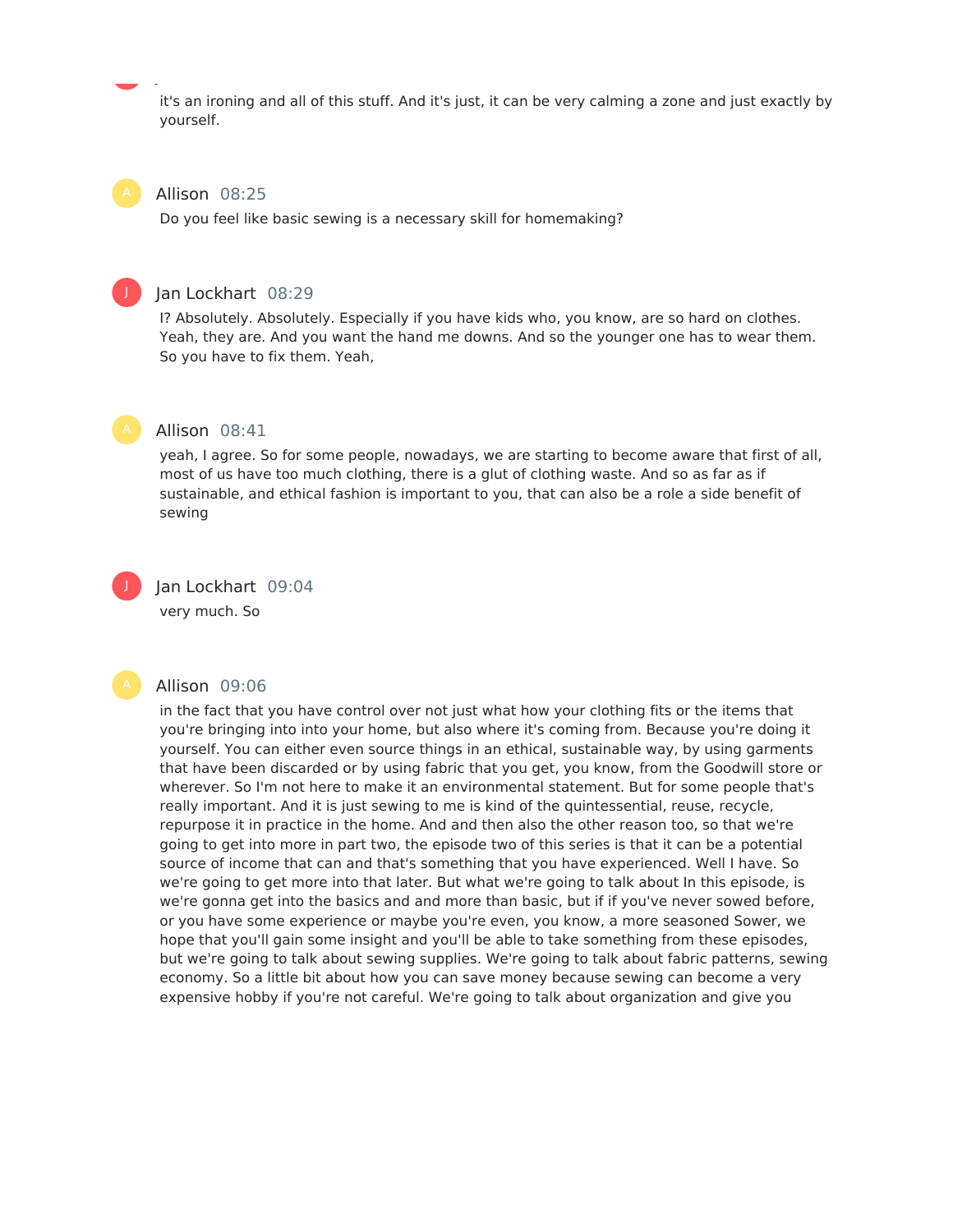it's an ironing and all of this stuff. And it's just, it can be very calming a zone and just exactly by yourself.

**Allison** 08:25

Do you feel like basic sewing is a necessary skill for homemaking?

**Jan Lockhart** 08:29

I? Absolutely. Absolutely. Especially if you have kids who, you know, are so hard on clothes. Yeah, they are. And you want the hand me downs. And so the younger one has to wear them. So you have to fix them. Yeah,

**Allison** 08:41

yeah, I agree. So for some people, nowadays, we are starting to become aware that first of all, most of us have too much clothing, there is a glut of clothing waste. And so as far as if sustainable, and ethical fashion is important to you, that can also be a role a side benefit of sewing

**Jan Lockhart** 09:04

very much. So

**Allison** 09:06

in the fact that you have control over not just what how your clothing fits or the items that you're bringing into into your home, but also where it's coming from. Because you're doing it yourself. You can either even source things in an ethical, sustainable way, by using garments that have been discarded or by using fabric that you get, you know, from the Goodwill store or wherever. So I'm not here to make it an environmental statement. But for some people that's really important. And it is just sewing to me is kind of the quintessential, reuse, recycle, repurpose it in practice in the home. And and then also the other reason too, so that we're going to get into more in part two, the episode two of this series is that it can be a potential source of income that can and that's something that you have experienced. Well I have. So we're going to get more into that later. But what we're going to talk about In this episode, is we're gonna get into the basics and and more than basic, but if if you've never sowed before, or you have some experience or maybe you're even, you know, a more seasoned Sower, we hope that you'll gain some insight and you'll be able to take something from these episodes, but we're going to talk about sewing supplies. We're going to talk about fabric patterns, sewing economy. So a little bit about how you can save money because sewing can become a very expensive hobby if you're not careful. We're going to talk about organization and give you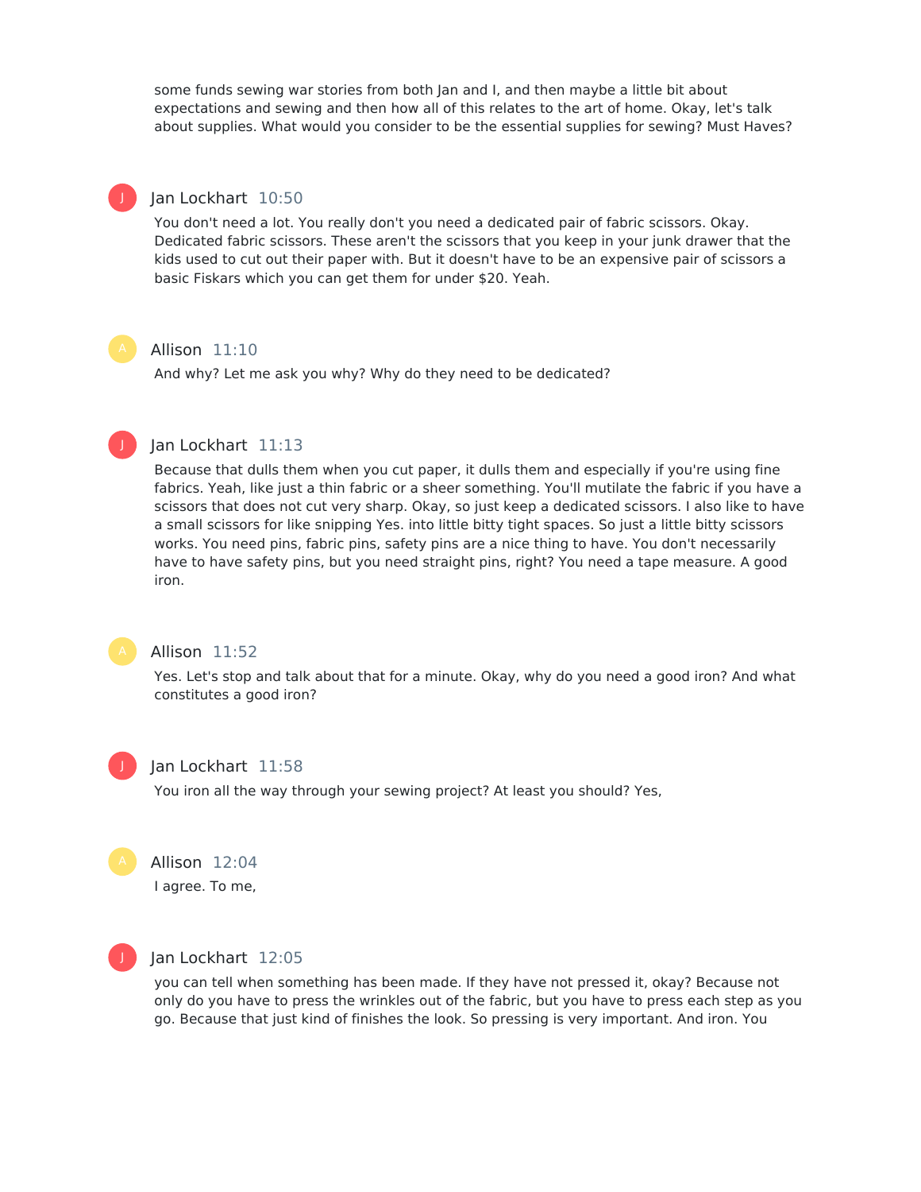some funds sewing war stories from both Jan and I, and then maybe a little bit about expectations and sewing and then how all of this relates to the art of home. Okay, let's talk about supplies. What would you consider to be the essential supplies for sewing? Must Haves?

**Jan Lockhart** 10:50

You don't need a lot. You really don't you need a dedicated pair of fabric scissors. Okay. Dedicated fabric scissors. These aren't the scissors that you keep in your junk drawer that the kids used to cut out their paper with. But it doesn't have to be an expensive pair of scissors a basic Fiskars which you can get them for under $20. Yeah.

**Allison** 11:10

And why? Let me ask you why? Why do they need to be dedicated?

**Jan Lockhart** 11:13

Because that dulls them when you cut paper, it dulls them and especially if you're using fine fabrics. Yeah, like just a thin fabric or a sheer something. You'll mutilate the fabric if you have a scissors that does not cut very sharp. Okay, so just keep a dedicated scissors. I also like to have a small scissors for like snipping Yes. into little bitty tight spaces. So just a little bitty scissors works. You need pins, fabric pins, safety pins are a nice thing to have. You don't necessarily have to have safety pins, but you need straight pins, right? You need a tape measure. A good iron.

**Allison** 11:52

Yes. Let's stop and talk about that for a minute. Okay, why do you need a good iron? And what constitutes a good iron?

**Jan Lockhart** 11:58

You iron all the way through your sewing project? At least you should? Yes,

**Allison** 12:04

I agree. To me,

**Jan Lockhart** 12:05

you can tell when something has been made. If they have not pressed it, okay? Because not only do you have to press the wrinkles out of the fabric, but you have to press each step as you go. Because that just kind of finishes the look. So pressing is very important. And iron. You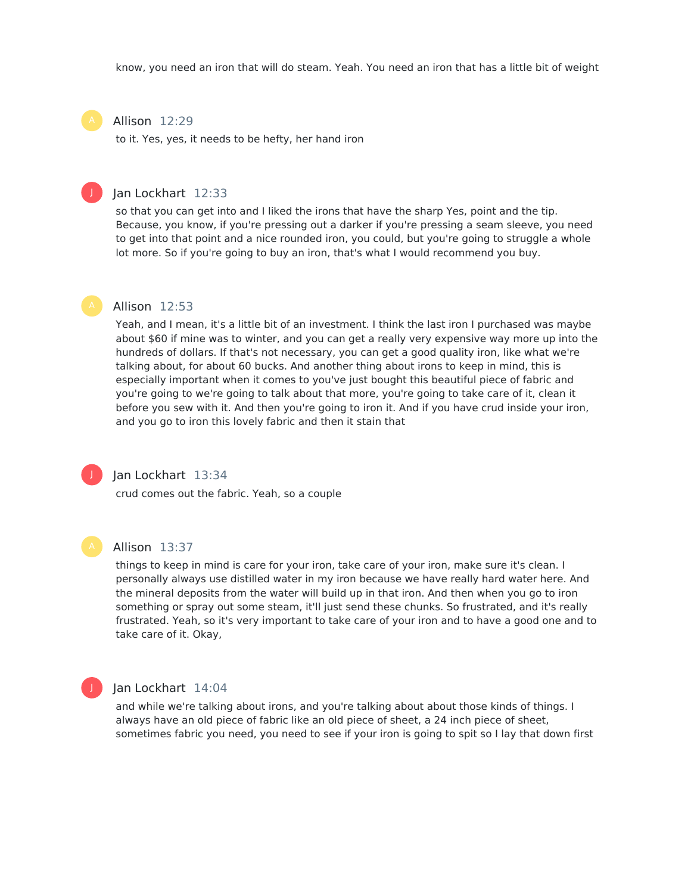know, you need an iron that will do steam. Yeah. You need an iron that has a little bit of weight

**Allison** 12:29

to it. Yes, yes, it needs to be hefty, her hand iron

**Jan Lockhart** 12:33

so that you can get into and I liked the irons that have the sharp Yes, point and the tip. Because, you know, if you're pressing out a darker if you're pressing a seam sleeve, you need to get into that point and a nice rounded iron, you could, but you're going to struggle a whole lot more. So if you're going to buy an iron, that's what I would recommend you buy.

**Allison** 12:53

Yeah, and I mean, it's a little bit of an investment. I think the last iron I purchased was maybe about $60 if mine was to winter, and you can get a really very expensive way more up into the hundreds of dollars. If that's not necessary, you can get a good quality iron, like what we're talking about, for about 60 bucks. And another thing about irons to keep in mind, this is especially important when it comes to you've just bought this beautiful piece of fabric and you're going to we're going to talk about that more, you're going to take care of it, clean it before you sew with it. And then you're going to iron it. And if you have crud inside your iron, and you go to iron this lovely fabric and then it stain that

**Jan Lockhart** 13:34

crud comes out the fabric. Yeah, so a couple

**Allison** 13:37

things to keep in mind is care for your iron, take care of your iron, make sure it's clean. I personally always use distilled water in my iron because we have really hard water here. And the mineral deposits from the water will build up in that iron. And then when you go to iron something or spray out some steam, it'll just send these chunks. So frustrated, and it's really frustrated. Yeah, so it's very important to take care of your iron and to have a good one and to take care of it. Okay,

**Jan Lockhart** 14:04

and while we're talking about irons, and you're talking about about those kinds of things. I always have an old piece of fabric like an old piece of sheet, a 24 inch piece of sheet, sometimes fabric you need, you need to see if your iron is going to spit so I lay that down first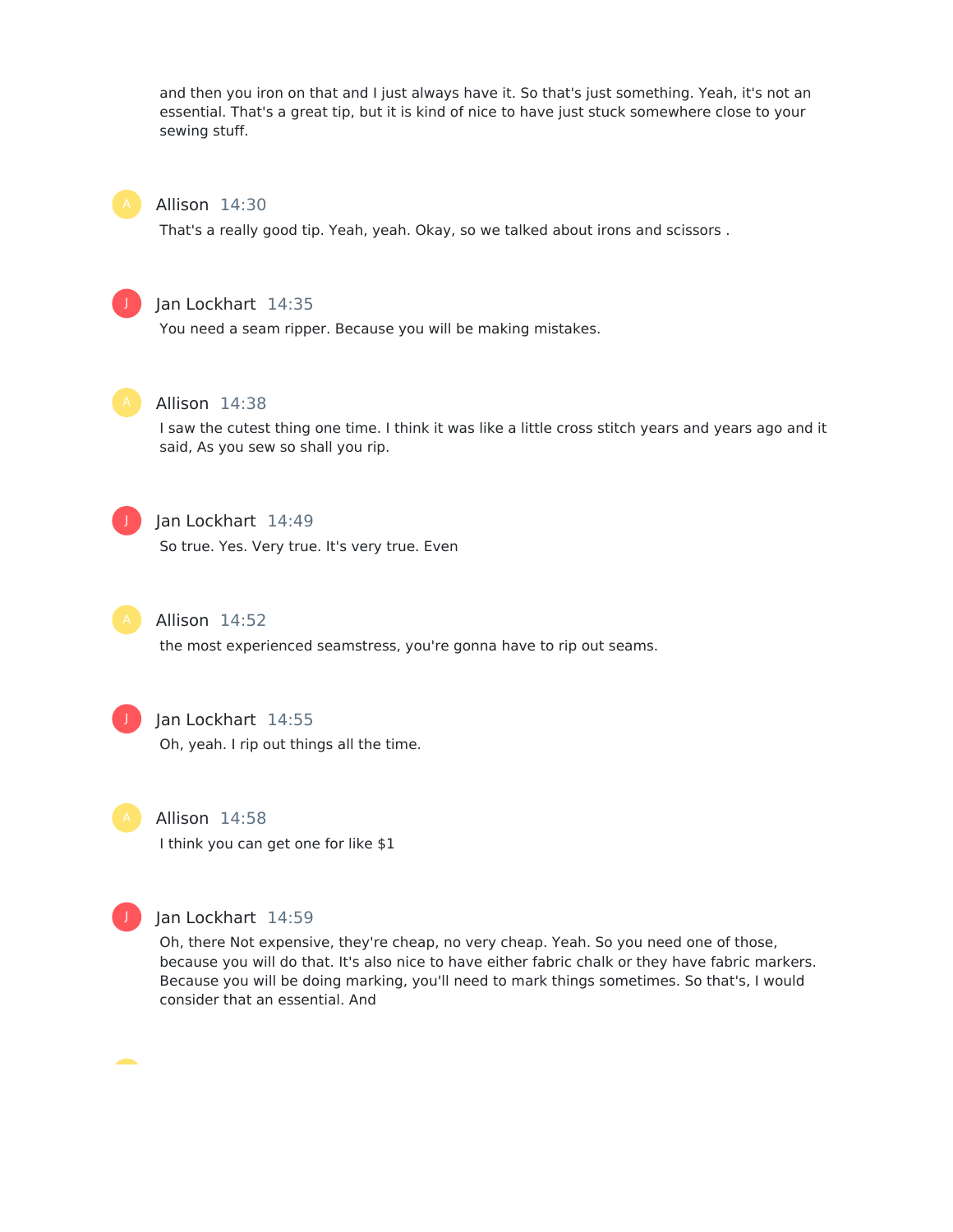and then you iron on that and I just always have it. So that's just something. Yeah, it's not an essential. That's a great tip, but it is kind of nice to have just stuck somewhere close to your sewing stuff.

Allison 14:30

That's a really good tip. Yeah, yeah. Okay, so we talked about irons and scissors .

Jan Lockhart 14:35

You need a seam ripper. Because you will be making mistakes.

Allison 14:38

I saw the cutest thing one time. I think it was like a little cross stitch years and years ago and it said, As you sew so shall you rip.

Jan Lockhart 14:49

So true. Yes. Very true. It's very true. Even

Allison 14:52

the most experienced seamstress, you're gonna have to rip out seams.

Jan Lockhart 14:55

Oh, yeah. I rip out things all the time.

Allison 14:58

I think you can get one for like $1

Jan Lockhart 14:59

Oh, there Not expensive, they're cheap, no very cheap. Yeah. So you need one of those, because you will do that. It's also nice to have either fabric chalk or they have fabric markers. Because you will be doing marking, you'll need to mark things sometimes. So that's, I would consider that an essential. And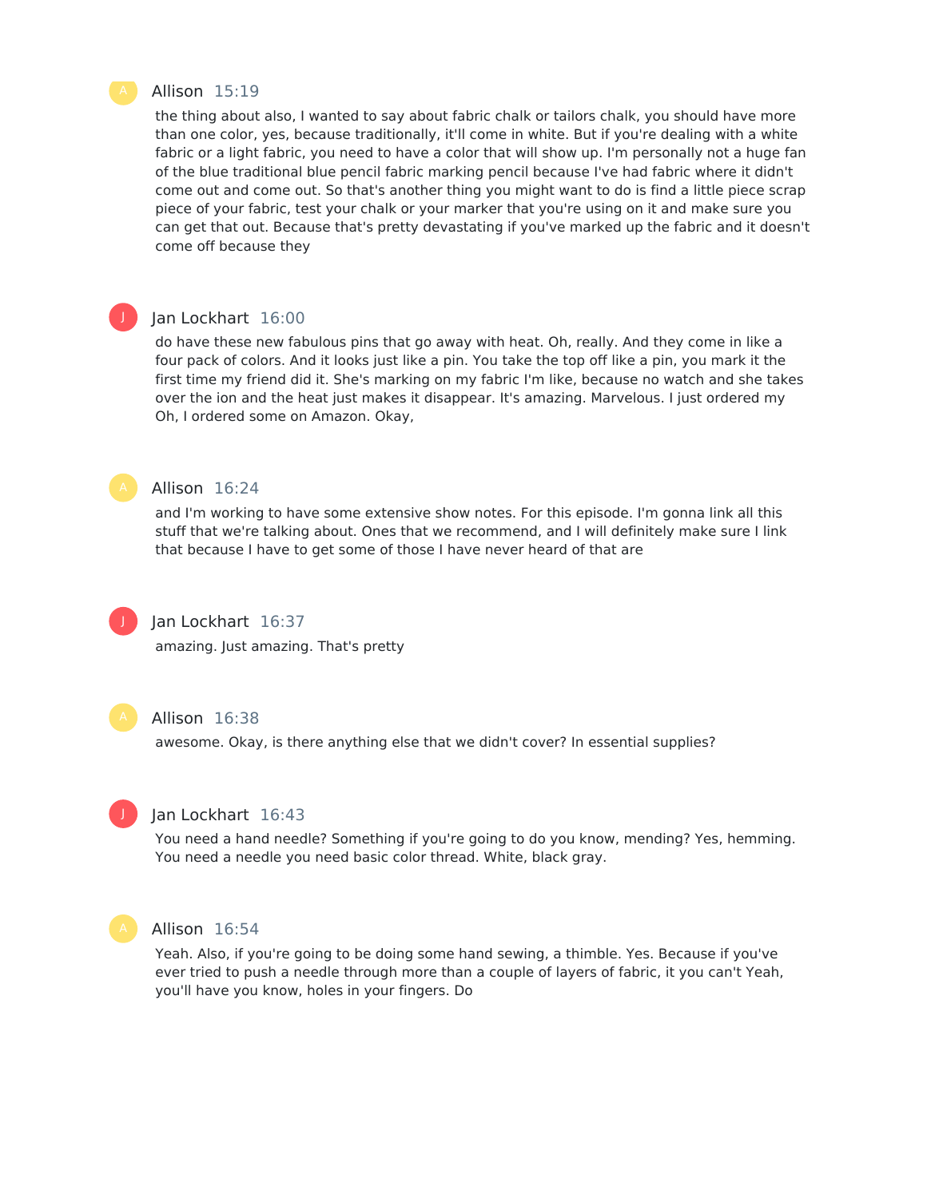**Allison** 15:19

the thing about also, I wanted to say about fabric chalk or tailors chalk, you should have more than one color, yes, because traditionally, it'll come in white. But if you're dealing with a white fabric or a light fabric, you need to have a color that will show up. I'm personally not a huge fan of the blue traditional blue pencil fabric marking pencil because I've had fabric where it didn't come out and come out. So that's another thing you might want to do is find a little piece scrap piece of your fabric, test your chalk or your marker that you're using on it and make sure you can get that out. Because that's pretty devastating if you've marked up the fabric and it doesn't come off because they

**Jan Lockhart** 16:00

do have these new fabulous pins that go away with heat. Oh, really. And they come in like a four pack of colors. And it looks just like a pin. You take the top off like a pin, you mark it the first time my friend did it. She's marking on my fabric I'm like, because no watch and she takes over the ion and the heat just makes it disappear. It's amazing. Marvelous. I just ordered my Oh, I ordered some on Amazon. Okay,

**Allison** 16:24

and I'm working to have some extensive show notes. For this episode. I'm gonna link all this stuff that we're talking about. Ones that we recommend, and I will definitely make sure I link that because I have to get some of those I have never heard of that are

**Jan Lockhart** 16:37

amazing. Just amazing. That's pretty

**Allison** 16:38

awesome. Okay, is there anything else that we didn't cover? In essential supplies?

**Jan Lockhart** 16:43

You need a hand needle? Something if you're going to do you know, mending? Yes, hemming. You need a needle you need basic color thread. White, black gray.

**Allison** 16:54

Yeah. Also, if you're going to be doing some hand sewing, a thimble. Yes. Because if you've ever tried to push a needle through more than a couple of layers of fabric, it you can't Yeah, you'll have you know, holes in your fingers. Do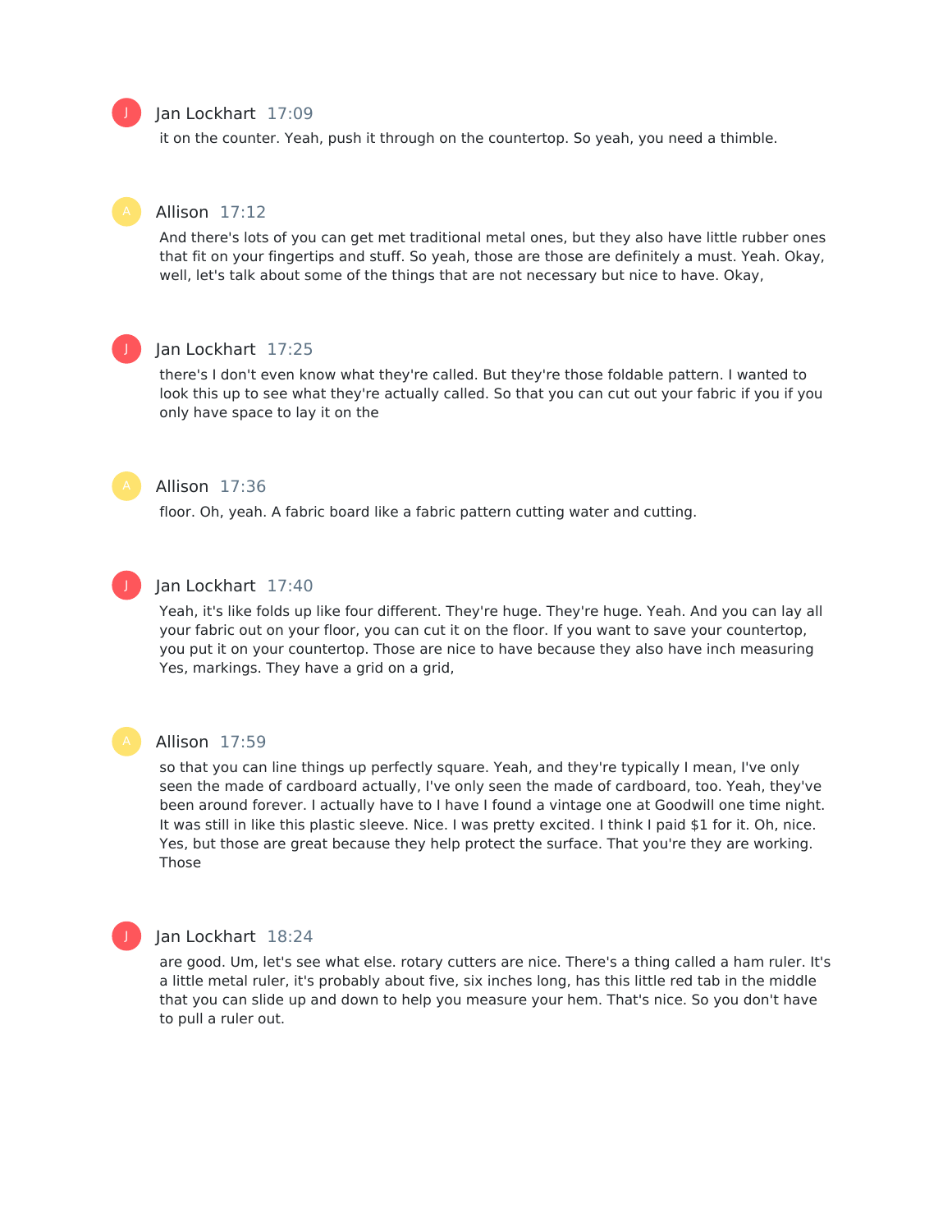Jan Lockhart 17:09

it on the counter. Yeah, push it through on the countertop. So yeah, you need a thimble.

Allison 17:12

And there's lots of you can get met traditional metal ones, but they also have little rubber ones that fit on your fingertips and stuff. So yeah, those are those are definitely a must. Yeah. Okay, well, let's talk about some of the things that are not necessary but nice to have. Okay,

Jan Lockhart 17:25

there's I don't even know what they're called. But they're those foldable pattern. I wanted to look this up to see what they're actually called. So that you can cut out your fabric if you if you only have space to lay it on the

Allison 17:36

floor. Oh, yeah. A fabric board like a fabric pattern cutting water and cutting.

Jan Lockhart 17:40

Yeah, it's like folds up like four different. They're huge. They're huge. Yeah. And you can lay all your fabric out on your floor, you can cut it on the floor. If you want to save your countertop, you put it on your countertop. Those are nice to have because they also have inch measuring Yes, markings. They have a grid on a grid,

Allison 17:59

so that you can line things up perfectly square. Yeah, and they're typically I mean, I've only seen the made of cardboard actually, I've only seen the made of cardboard, too. Yeah, they've been around forever. I actually have to I have I found a vintage one at Goodwill one time night. It was still in like this plastic sleeve. Nice. I was pretty excited. I think I paid $1 for it. Oh, nice. Yes, but those are great because they help protect the surface. That you're they are working. Those

Jan Lockhart 18:24

are good. Um, let's see what else. rotary cutters are nice. There's a thing called a ham ruler. It's a little metal ruler, it's probably about five, six inches long, has this little red tab in the middle that you can slide up and down to help you measure your hem. That's nice. So you don't have to pull a ruler out.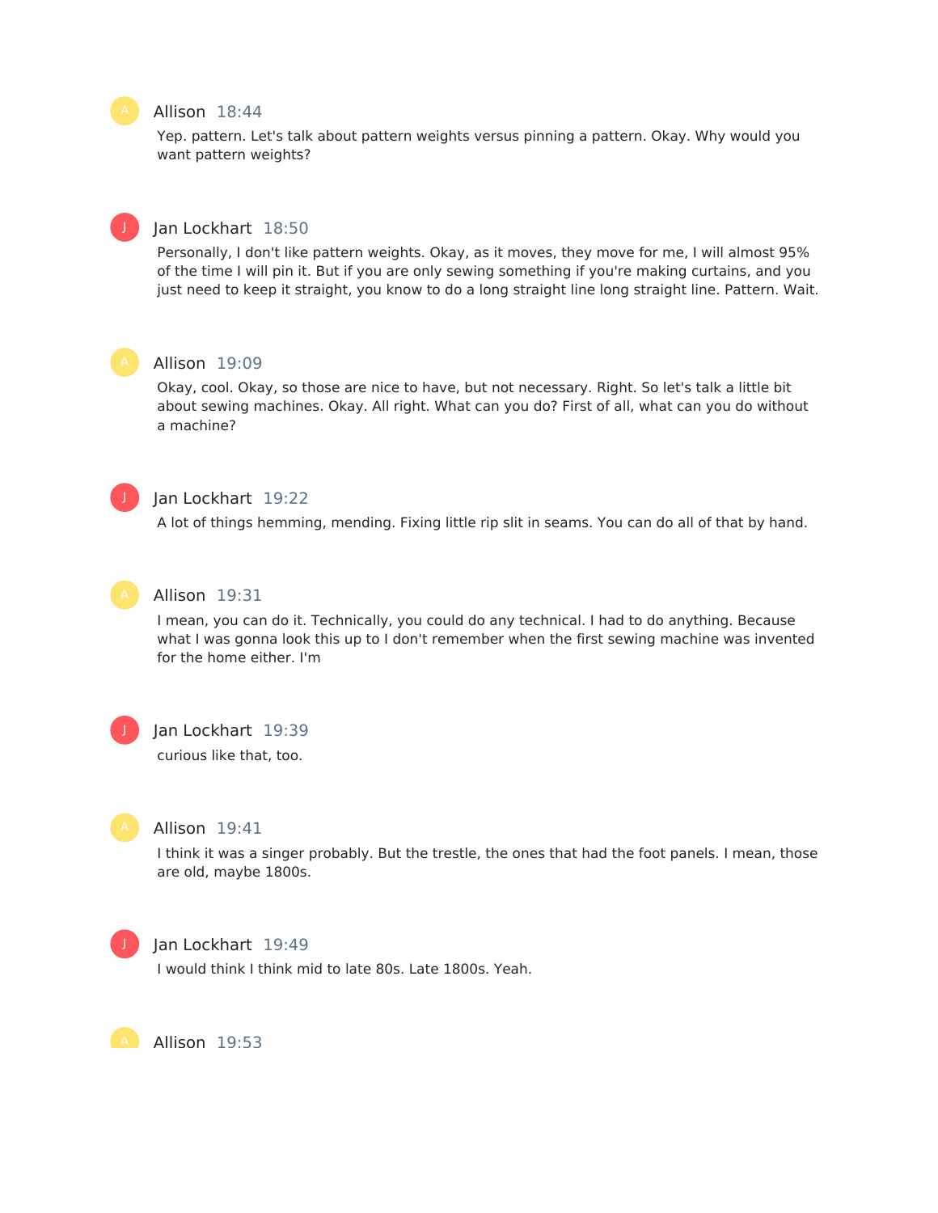**Allison** 18:44

Yep. pattern. Let's talk about pattern weights versus pinning a pattern. Okay. Why would you want pattern weights?

**Jan Lockhart** 18:50

Personally, I don't like pattern weights. Okay, as it moves, they move for me, I will almost 95% of the time I will pin it. But if you are only sewing something if you're making curtains, and you just need to keep it straight, you know to do a long straight line long straight line. Pattern. Wait.

**Allison** 19:09

Okay, cool. Okay, so those are nice to have, but not necessary. Right. So let's talk a little bit about sewing machines. Okay. All right. What can you do? First of all, what can you do without a machine?

**Jan Lockhart** 19:22

A lot of things hemming, mending. Fixing little rip slit in seams. You can do all of that by hand.

**Allison** 19:31

I mean, you can do it. Technically, you could do any technical. I had to do anything. Because what I was gonna look this up to I don't remember when the first sewing machine was invented for the home either. I'm

**Jan Lockhart** 19:39

curious like that, too.

**Allison** 19:41

I think it was a singer probably. But the trestle, the ones that had the foot panels. I mean, those are old, maybe 1800s.

**Jan Lockhart** 19:49

I would think I think mid to late 80s. Late 1800s. Yeah.

**Allison** 19:53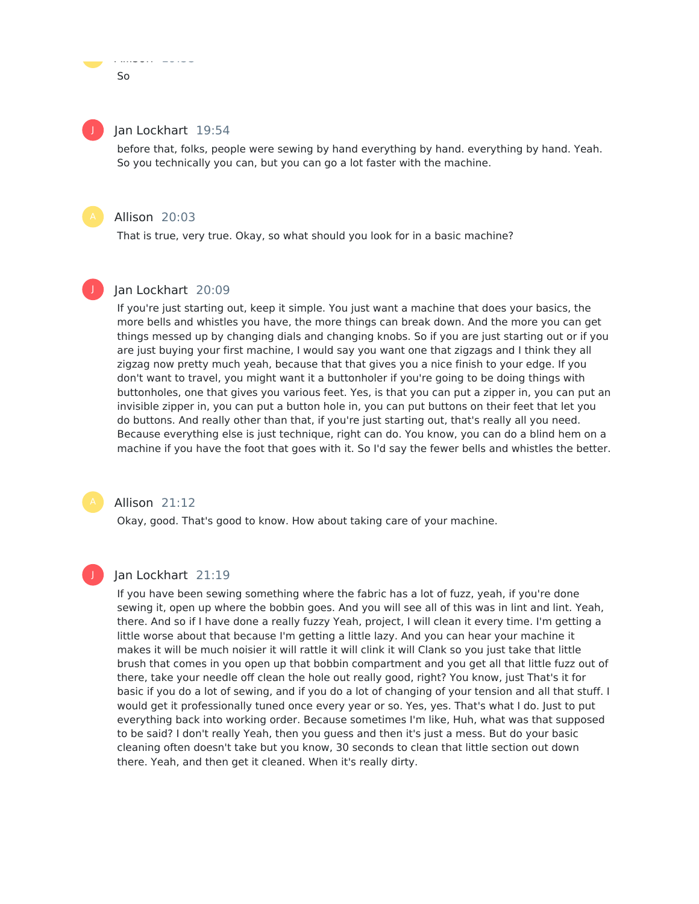So

**Jan Lockhart** 19:54

before that, folks, people were sewing by hand everything by hand. everything by hand. Yeah. So you technically you can, but you can go a lot faster with the machine.

**Allison** 20:03

That is true, very true. Okay, so what should you look for in a basic machine?

**Jan Lockhart** 20:09

If you're just starting out, keep it simple. You just want a machine that does your basics, the more bells and whistles you have, the more things can break down. And the more you can get things messed up by changing dials and changing knobs. So if you are just starting out or if you are just buying your first machine, I would say you want one that zigzags and I think they all zigzag now pretty much yeah, because that that gives you a nice finish to your edge. If you don't want to travel, you might want it a buttonholer if you're going to be doing things with buttonholes, one that gives you various feet. Yes, is that you can put a zipper in, you can put an invisible zipper in, you can put a button hole in, you can put buttons on their feet that let you do buttons. And really other than that, if you're just starting out, that's really all you need. Because everything else is just technique, right can do. You know, you can do a blind hem on a machine if you have the foot that goes with it. So I'd say the fewer bells and whistles the better.

**Allison** 21:12

Okay, good. That's good to know. How about taking care of your machine.

**Jan Lockhart** 21:19

If you have been sewing something where the fabric has a lot of fuzz, yeah, if you're done sewing it, open up where the bobbin goes. And you will see all of this was in lint and lint. Yeah, there. And so if I have done a really fuzzy Yeah, project, I will clean it every time. I'm getting a little worse about that because I'm getting a little lazy. And you can hear your machine it makes it will be much noisier it will rattle it will clink it will Clank so you just take that little brush that comes in you open up that bobbin compartment and you get all that little fuzz out of there, take your needle off clean the hole out really good, right? You know, just That's it for basic if you do a lot of sewing, and if you do a lot of changing of your tension and all that stuff. I would get it professionally tuned once every year or so. Yes, yes. That's what I do. Just to put everything back into working order. Because sometimes I'm like, Huh, what was that supposed to be said? I don't really Yeah, then you guess and then it's just a mess. But do your basic cleaning often doesn't take but you know, 30 seconds to clean that little section out down there. Yeah, and then get it cleaned. When it's really dirty.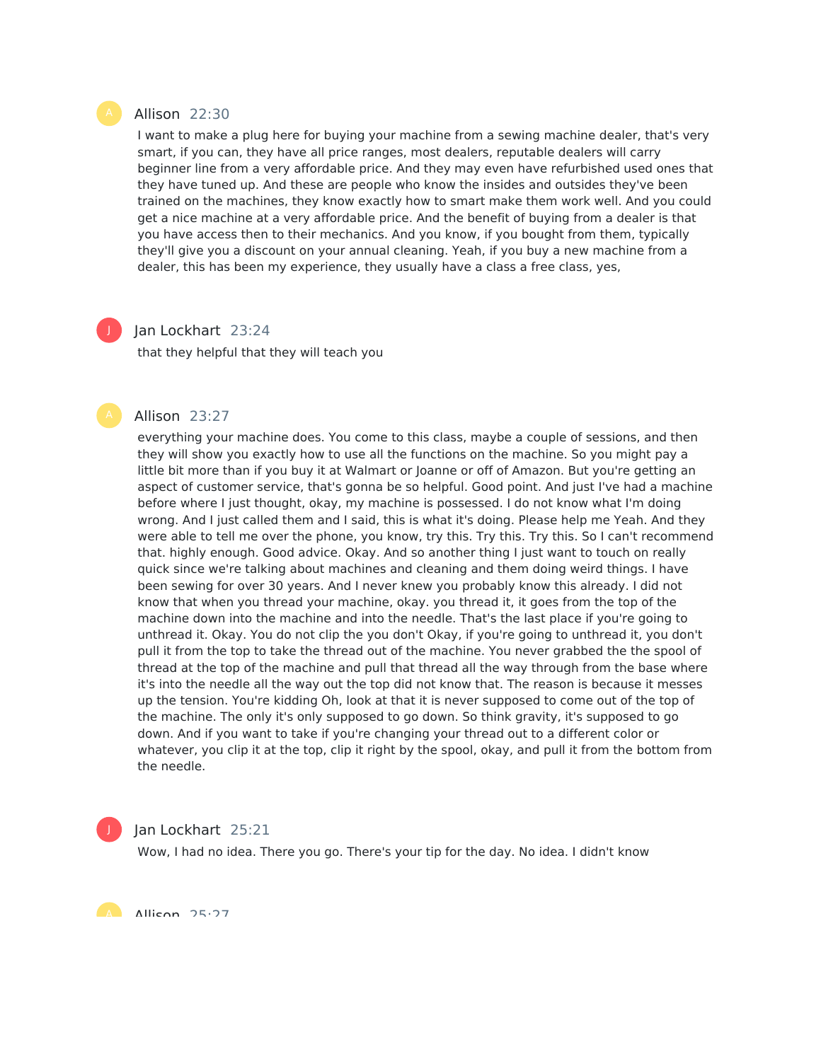**Allison** 22:30

I want to make a plug here for buying your machine from a sewing machine dealer, that's very smart, if you can, they have all price ranges, most dealers, reputable dealers will carry beginner line from a very affordable price. And they may even have refurbished used ones that they have tuned up. And these are people who know the insides and outsides they've been trained on the machines, they know exactly how to smart make them work well. And you could get a nice machine at a very affordable price. And the benefit of buying from a dealer is that you have access then to their mechanics. And you know, if you bought from them, typically they'll give you a discount on your annual cleaning. Yeah, if you buy a new machine from a dealer, this has been my experience, they usually have a class a free class, yes,

**Jan Lockhart** 23:24

that they helpful that they will teach you

**Allison** 23:27

everything your machine does. You come to this class, maybe a couple of sessions, and then they will show you exactly how to use all the functions on the machine. So you might pay a little bit more than if you buy it at Walmart or Joanne or off of Amazon. But you're getting an aspect of customer service, that's gonna be so helpful. Good point. And just I've had a machine before where I just thought, okay, my machine is possessed. I do not know what I'm doing wrong. And I just called them and I said, this is what it's doing. Please help me Yeah. And they were able to tell me over the phone, you know, try this. Try this. Try this. So I can't recommend that. highly enough. Good advice. Okay. And so another thing I just want to touch on really quick since we're talking about machines and cleaning and them doing weird things. I have been sewing for over 30 years. And I never knew you probably know this already. I did not know that when you thread your machine, okay. you thread it, it goes from the top of the machine down into the machine and into the needle. That's the last place if you're going to unthread it. Okay. You do not clip the you don't Okay, if you're going to unthread it, you don't pull it from the top to take the thread out of the machine. You never grabbed the the spool of thread at the top of the machine and pull that thread all the way through from the base where it's into the needle all the way out the top did not know that. The reason is because it messes up the tension. You're kidding Oh, look at that it is never supposed to come out of the top of the machine. The only it's only supposed to go down. So think gravity, it's supposed to go down. And if you want to take if you're changing your thread out to a different color or whatever, you clip it at the top, clip it right by the spool, okay, and pull it from the bottom from the needle.

**Jan Lockhart** 25:21

Wow, I had no idea. There you go. There's your tip for the day. No idea. I didn't know

**Allison** 25:27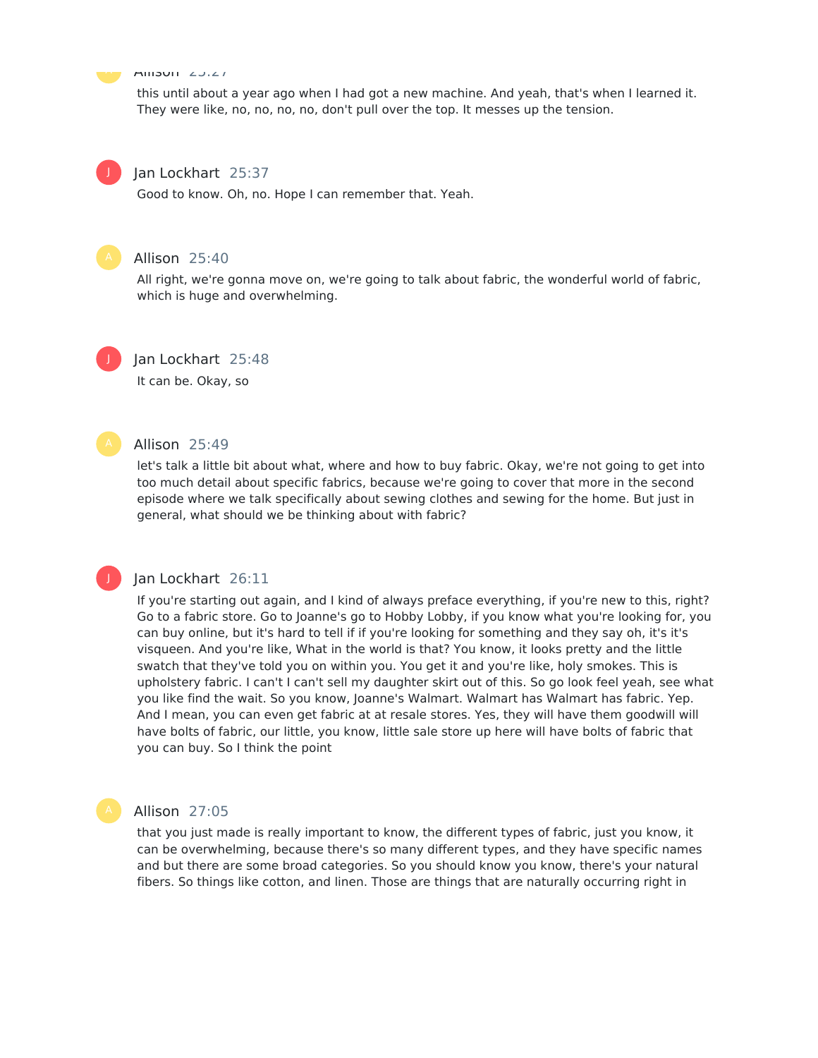this until about a year ago when I had got a new machine. And yeah, that's when I learned it. They were like, no, no, no, no, don't pull over the top. It messes up the tension.

Jan Lockhart 25:37

Good to know. Oh, no. Hope I can remember that. Yeah.

Allison 25:40

All right, we're gonna move on, we're going to talk about fabric, the wonderful world of fabric, which is huge and overwhelming.

Jan Lockhart 25:48

It can be. Okay, so

Allison 25:49

let's talk a little bit about what, where and how to buy fabric. Okay, we're not going to get into too much detail about specific fabrics, because we're going to cover that more in the second episode where we talk specifically about sewing clothes and sewing for the home. But just in general, what should we be thinking about with fabric?

Jan Lockhart 26:11

If you're starting out again, and I kind of always preface everything, if you're new to this, right? Go to a fabric store. Go to Joanne's go to Hobby Lobby, if you know what you're looking for, you can buy online, but it's hard to tell if if you're looking for something and they say oh, it's it's visqueen. And you're like, What in the world is that? You know, it looks pretty and the little swatch that they've told you on within you. You get it and you're like, holy smokes. This is upholstery fabric. I can't I can't sell my daughter skirt out of this. So go look feel yeah, see what you like find the wait. So you know, Joanne's Walmart. Walmart has Walmart has fabric. Yep. And I mean, you can even get fabric at at resale stores. Yes, they will have them goodwill will have bolts of fabric, our little, you know, little sale store up here will have bolts of fabric that you can buy. So I think the point

Allison 27:05

that you just made is really important to know, the different types of fabric, just you know, it can be overwhelming, because there's so many different types, and they have specific names and but there are some broad categories. So you should know you know, there's your natural fibers. So things like cotton, and linen. Those are things that are naturally occurring right in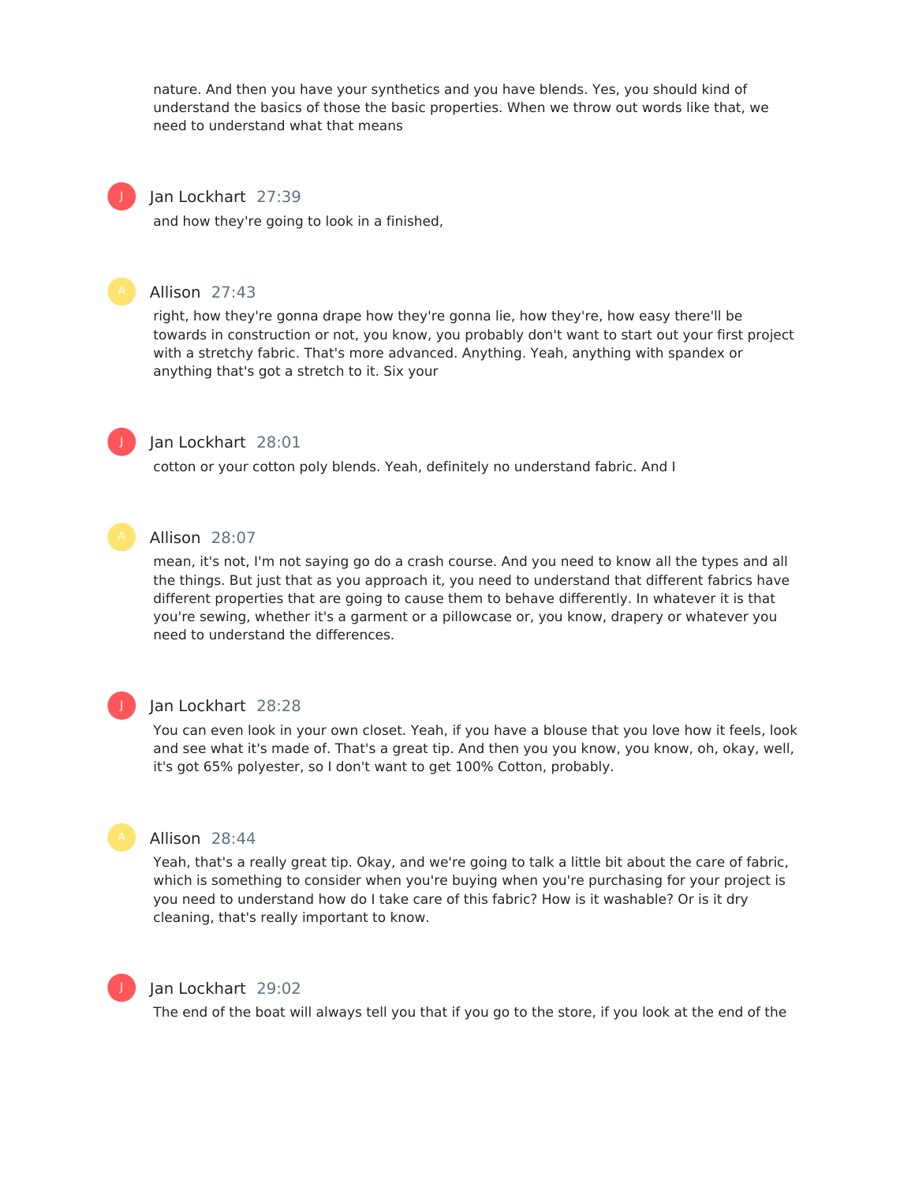nature. And then you have your synthetics and you have blends. Yes, you should kind of understand the basics of those the basic properties. When we throw out words like that, we need to understand what that means

**Jan Lockhart** 27:39

and how they're going to look in a finished,

**Allison** 27:43

right, how they're gonna drape how they're gonna lie, how they're, how easy there'll be towards in construction or not, you know, you probably don't want to start out your first project with a stretchy fabric. That's more advanced. Anything. Yeah, anything with spandex or anything that's got a stretch to it. Six your

**Jan Lockhart** 28:01

cotton or your cotton poly blends. Yeah, definitely no understand fabric. And I

**Allison** 28:07

mean, it's not, I'm not saying go do a crash course. And you need to know all the types and all the things. But just that as you approach it, you need to understand that different fabrics have different properties that are going to cause them to behave differently. In whatever it is that you're sewing, whether it's a garment or a pillowcase or, you know, drapery or whatever you need to understand the differences.

**Jan Lockhart** 28:28

You can even look in your own closet. Yeah, if you have a blouse that you love how it feels, look and see what it's made of. That's a great tip. And then you you know, you know, oh, okay, well, it's got 65% polyester, so I don't want to get 100% Cotton, probably.

**Allison** 28:44

Yeah, that's a really great tip. Okay, and we're going to talk a little bit about the care of fabric, which is something to consider when you're buying when you're purchasing for your project is you need to understand how do I take care of this fabric? How is it washable? Or is it dry cleaning, that's really important to know.

**Jan Lockhart** 29:02

The end of the boat will always tell you that if you go to the store, if you look at the end of the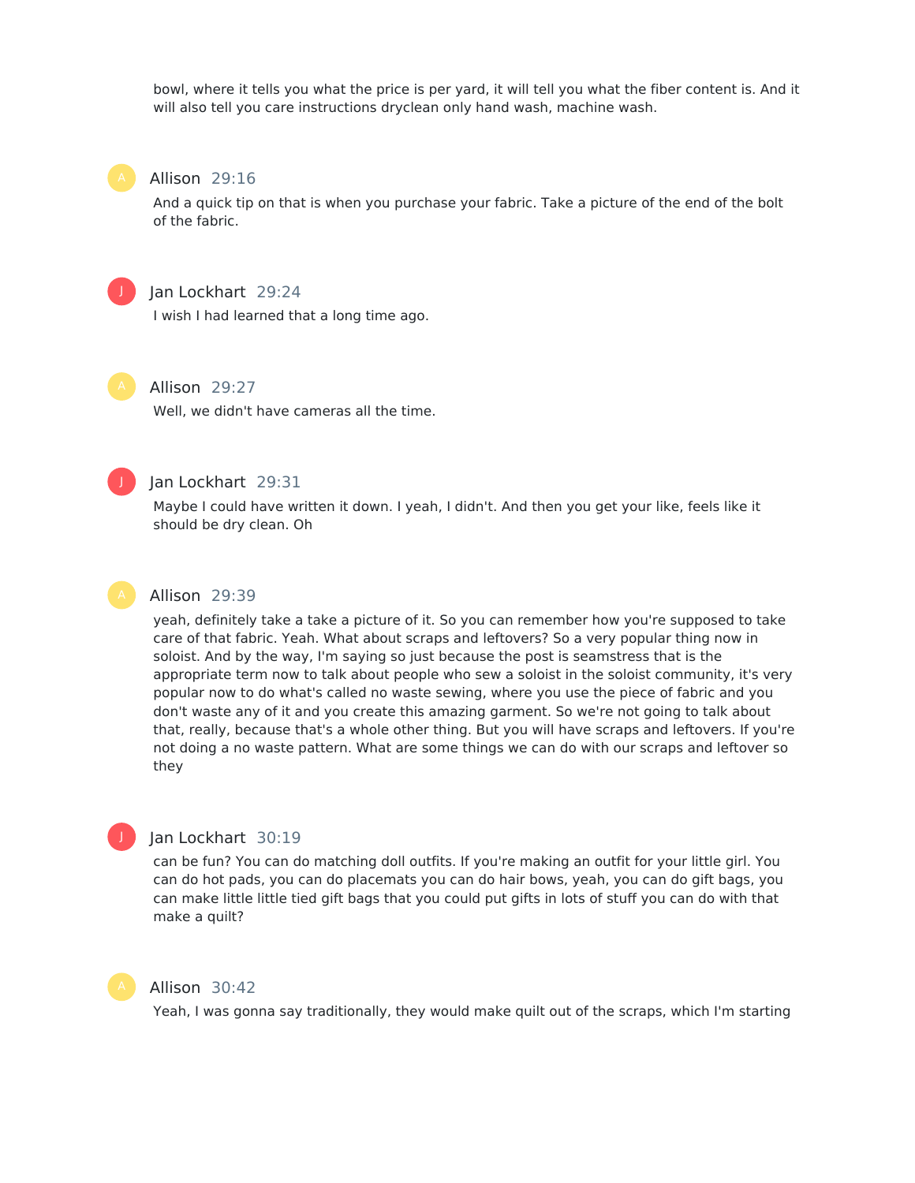bowl, where it tells you what the price is per yard, it will tell you what the fiber content is. And it will also tell you care instructions dryclean only hand wash, machine wash.

**Allison** 29:16

And a quick tip on that is when you purchase your fabric. Take a picture of the end of the bolt of the fabric.

**Jan Lockhart** 29:24

I wish I had learned that a long time ago.

**Allison** 29:27

Well, we didn't have cameras all the time.

**Jan Lockhart** 29:31

Maybe I could have written it down. I yeah, I didn't. And then you get your like, feels like it should be dry clean. Oh

**Allison** 29:39

yeah, definitely take a take a picture of it. So you can remember how you're supposed to take care of that fabric. Yeah. What about scraps and leftovers? So a very popular thing now in soloist. And by the way, I'm saying so just because the post is seamstress that is the appropriate term now to talk about people who sew a soloist in the soloist community, it's very popular now to do what's called no waste sewing, where you use the piece of fabric and you don't waste any of it and you create this amazing garment. So we're not going to talk about that, really, because that's a whole other thing. But you will have scraps and leftovers. If you're not doing a no waste pattern. What are some things we can do with our scraps and leftover so they

**Jan Lockhart** 30:19

can be fun? You can do matching doll outfits. If you're making an outfit for your little girl. You can do hot pads, you can do placemats you can do hair bows, yeah, you can do gift bags, you can make little little tied gift bags that you could put gifts in lots of stuff you can do with that make a quilt?

**Allison** 30:42

Yeah, I was gonna say traditionally, they would make quilt out of the scraps, which I'm starting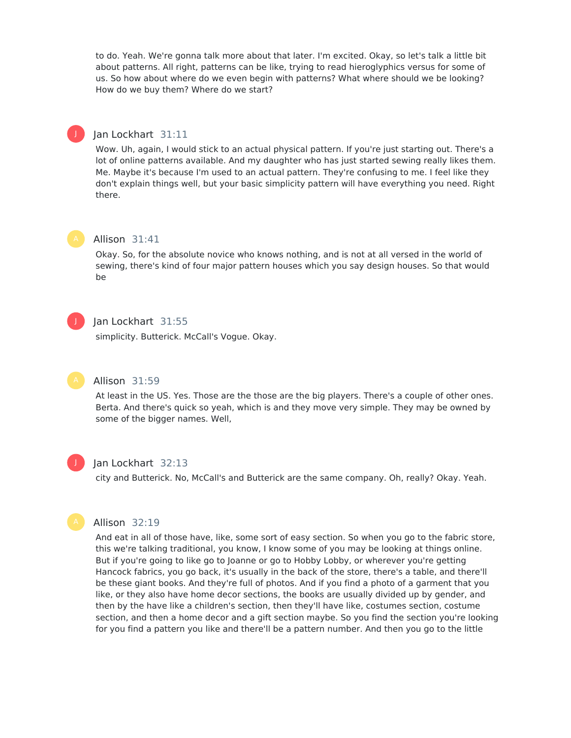to do. Yeah. We're gonna talk more about that later. I'm excited. Okay, so let's talk a little bit about patterns. All right, patterns can be like, trying to read hieroglyphics versus for some of us. So how about where do we even begin with patterns? What where should we be looking? How do we buy them? Where do we start?

**Jan Lockhart** 31:11

Wow. Uh, again, I would stick to an actual physical pattern. If you're just starting out. There's a lot of online patterns available. And my daughter who has just started sewing really likes them. Me. Maybe it's because I'm used to an actual pattern. They're confusing to me. I feel like they don't explain things well, but your basic simplicity pattern will have everything you need. Right there.

**Allison** 31:41

Okay. So, for the absolute novice who knows nothing, and is not at all versed in the world of sewing, there's kind of four major pattern houses which you say design houses. So that would be

**Jan Lockhart** 31:55

simplicity. Butterick. McCall's Vogue. Okay.

**Allison** 31:59

At least in the US. Yes. Those are the those are the big players. There's a couple of other ones. Berta. And there's quick so yeah, which is and they move very simple. They may be owned by some of the bigger names. Well,

**Jan Lockhart** 32:13

city and Butterick. No, McCall's and Butterick are the same company. Oh, really? Okay. Yeah.

**Allison** 32:19

And eat in all of those have, like, some sort of easy section. So when you go to the fabric store, this we're talking traditional, you know, I know some of you may be looking at things online. But if you're going to like go to Joanne or go to Hobby Lobby, or wherever you're getting Hancock fabrics, you go back, it's usually in the back of the store, there's a table, and there'll be these giant books. And they're full of photos. And if you find a photo of a garment that you like, or they also have home decor sections, the books are usually divided up by gender, and then by the have like a children's section, then they'll have like, costumes section, costume section, and then a home decor and a gift section maybe. So you find the section you're looking for you find a pattern you like and there'll be a pattern number. And then you go to the little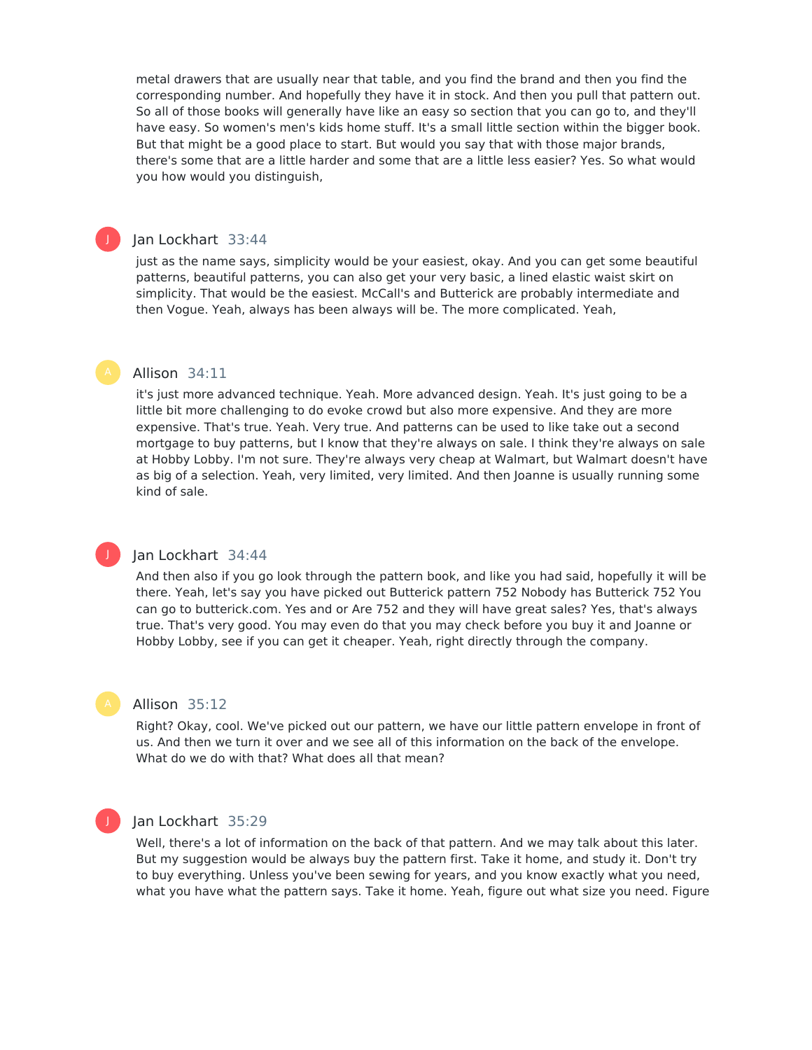metal drawers that are usually near that table, and you find the brand and then you find the corresponding number. And hopefully they have it in stock. And then you pull that pattern out. So all of those books will generally have like an easy so section that you can go to, and they'll have easy. So women's men's kids home stuff. It's a small little section within the bigger book. But that might be a good place to start. But would you say that with those major brands, there's some that are a little harder and some that are a little less easier? Yes. So what would you how would you distinguish,

**Jan Lockhart** 33:44

just as the name says, simplicity would be your easiest, okay. And you can get some beautiful patterns, beautiful patterns, you can also get your very basic, a lined elastic waist skirt on simplicity. That would be the easiest. McCall's and Butterick are probably intermediate and then Vogue. Yeah, always has been always will be. The more complicated. Yeah,

**Allison** 34:11

it's just more advanced technique. Yeah. More advanced design. Yeah. It's just going to be a little bit more challenging to do evoke crowd but also more expensive. And they are more expensive. That's true. Yeah. Very true. And patterns can be used to like take out a second mortgage to buy patterns, but I know that they're always on sale. I think they're always on sale at Hobby Lobby. I'm not sure. They're always very cheap at Walmart, but Walmart doesn't have as big of a selection. Yeah, very limited, very limited. And then Joanne is usually running some kind of sale.

**Jan Lockhart** 34:44

And then also if you go look through the pattern book, and like you had said, hopefully it will be there. Yeah, let's say you have picked out Butterick pattern 752 Nobody has Butterick 752 You can go to butterick.com. Yes and or Are 752 and they will have great sales? Yes, that's always true. That's very good. You may even do that you may check before you buy it and Joanne or Hobby Lobby, see if you can get it cheaper. Yeah, right directly through the company.

**Allison** 35:12

Right? Okay, cool. We've picked out our pattern, we have our little pattern envelope in front of us. And then we turn it over and we see all of this information on the back of the envelope. What do we do with that? What does all that mean?

**Jan Lockhart** 35:29

Well, there's a lot of information on the back of that pattern. And we may talk about this later. But my suggestion would be always buy the pattern first. Take it home, and study it. Don't try to buy everything. Unless you've been sewing for years, and you know exactly what you need, what you have what the pattern says. Take it home. Yeah, figure out what size you need. Figure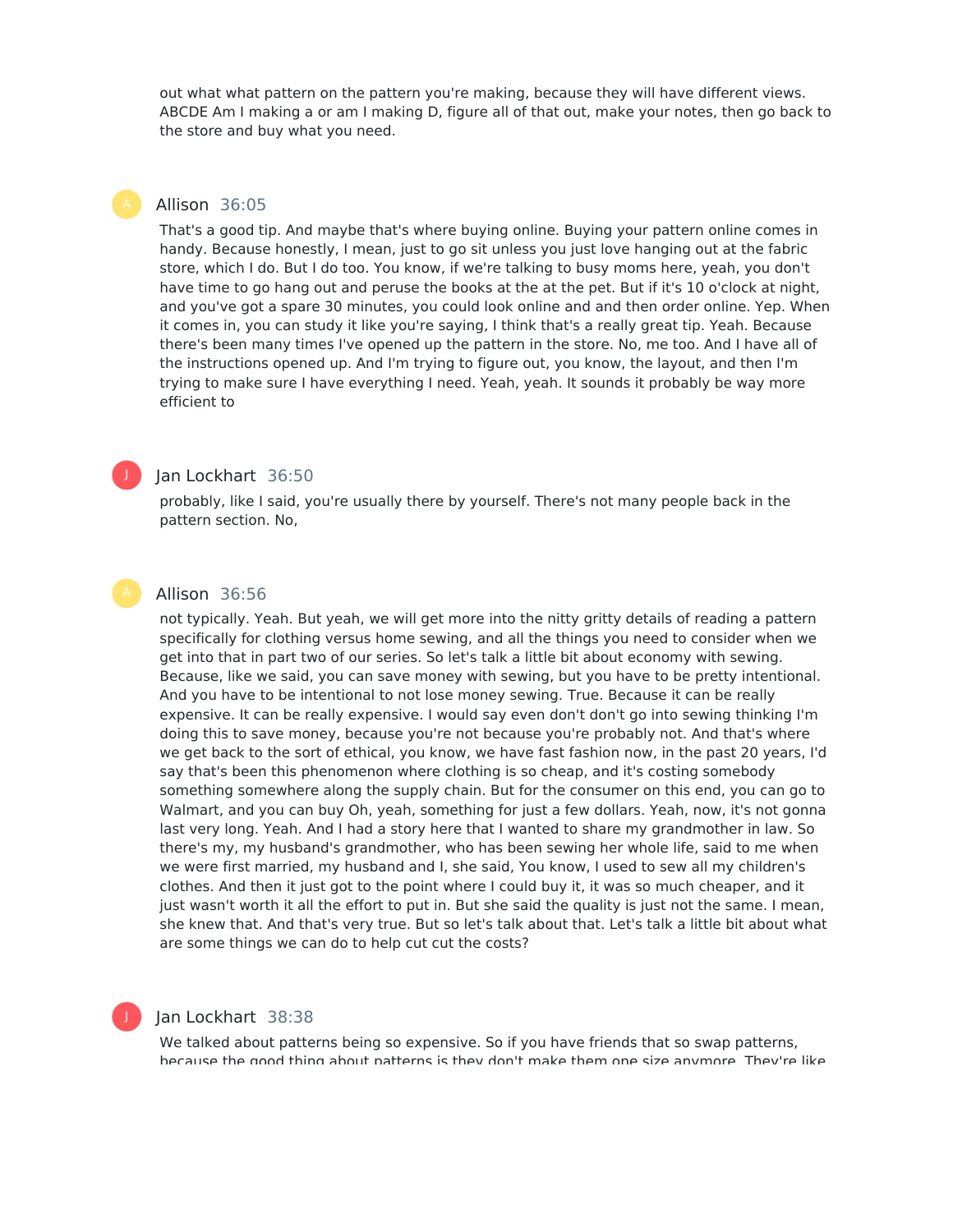out what what pattern on the pattern you're making, because they will have different views. ABCDE Am I making a or am I making D, figure all of that out, make your notes, then go back to the store and buy what you need.

**Allison** 36:05

That's a good tip. And maybe that's where buying online. Buying your pattern online comes in handy. Because honestly, I mean, just to go sit unless you just love hanging out at the fabric store, which I do. But I do too. You know, if we're talking to busy moms here, yeah, you don't have time to go hang out and peruse the books at the at the pet. But if it's 10 o'clock at night, and you've got a spare 30 minutes, you could look online and and then order online. Yep. When it comes in, you can study it like you're saying, I think that's a really great tip. Yeah. Because there's been many times I've opened up the pattern in the store. No, me too. And I have all of the instructions opened up. And I'm trying to figure out, you know, the layout, and then I'm trying to make sure I have everything I need. Yeah, yeah. It sounds it probably be way more efficient to

**Jan Lockhart** 36:50

probably, like I said, you're usually there by yourself. There's not many people back in the pattern section. No,

**Allison** 36:56

not typically. Yeah. But yeah, we will get more into the nitty gritty details of reading a pattern specifically for clothing versus home sewing, and all the things you need to consider when we get into that in part two of our series. So let's talk a little bit about economy with sewing. Because, like we said, you can save money with sewing, but you have to be pretty intentional. And you have to be intentional to not lose money sewing. True. Because it can be really expensive. It can be really expensive. I would say even don't don't go into sewing thinking I'm doing this to save money, because you're not because you're probably not. And that's where we get back to the sort of ethical, you know, we have fast fashion now, in the past 20 years, I'd say that's been this phenomenon where clothing is so cheap, and it's costing somebody something somewhere along the supply chain. But for the consumer on this end, you can go to Walmart, and you can buy Oh, yeah, something for just a few dollars. Yeah, now, it's not gonna last very long. Yeah. And I had a story here that I wanted to share my grandmother in law. So there's my, my husband's grandmother, who has been sewing her whole life, said to me when we were first married, my husband and I, she said, You know, I used to sew all my children's clothes. And then it just got to the point where I could buy it, it was so much cheaper, and it just wasn't worth it all the effort to put in. But she said the quality is just not the same. I mean, she knew that. And that's very true. But so let's talk about that. Let's talk a little bit about what are some things we can do to help cut cut the costs?

**Jan Lockhart** 38:38

We talked about patterns being so expensive. So if you have friends that so swap patterns, because the good thing about patterns is they don't make them one size anymore. They're like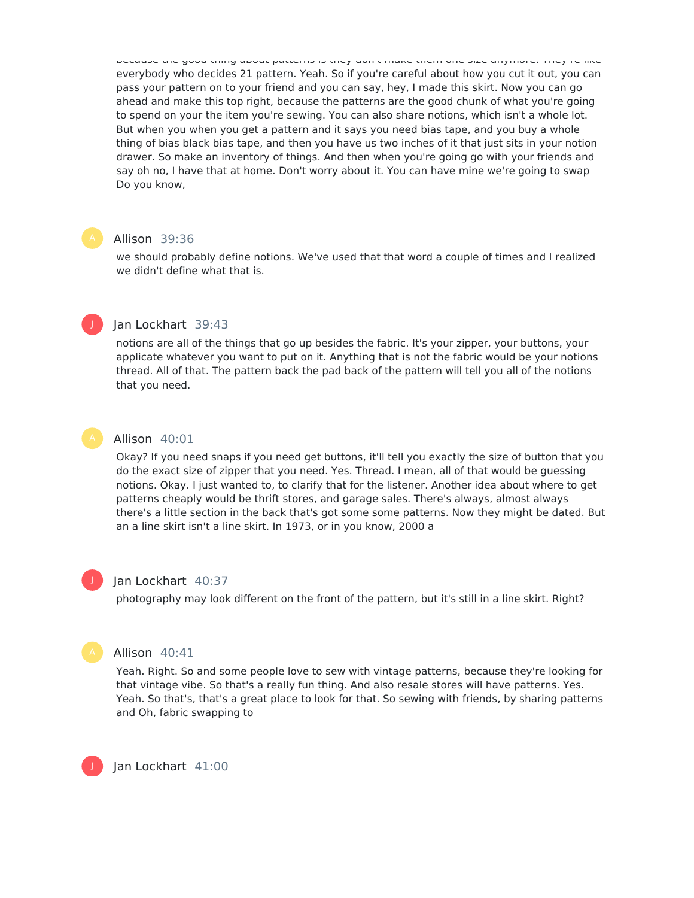because the good thing about patterns is they don't make them one size anymore. They're like everybody who decides 21 pattern. Yeah. So if you're careful about how you cut it out, you can pass your pattern on to your friend and you can say, hey, I made this skirt. Now you can go ahead and make this top right, because the patterns are the good chunk of what you're going to spend on your the item you're sewing. You can also share notions, which isn't a whole lot. But when you when you get a pattern and it says you need bias tape, and you buy a whole thing of bias black bias tape, and then you have us two inches of it that just sits in your notion drawer. So make an inventory of things. And then when you're going go with your friends and say oh no, I have that at home. Don't worry about it. You can have mine we're going to swap Do you know,

**Allison** 39:36

we should probably define notions. We've used that that word a couple of times and I realized we didn't define what that is.

**Jan Lockhart** 39:43

notions are all of the things that go up besides the fabric. It's your zipper, your buttons, your applicate whatever you want to put on it. Anything that is not the fabric would be your notions thread. All of that. The pattern back the pad back of the pattern will tell you all of the notions that you need.

**Allison** 40:01

Okay? If you need snaps if you need get buttons, it'll tell you exactly the size of button that you do the exact size of zipper that you need. Yes. Thread. I mean, all of that would be guessing notions. Okay. I just wanted to, to clarify that for the listener. Another idea about where to get patterns cheaply would be thrift stores, and garage sales. There's always, almost always there's a little section in the back that's got some some patterns. Now they might be dated. But an a line skirt isn't a line skirt. In 1973, or in you know, 2000 a

**Jan Lockhart** 40:37

photography may look different on the front of the pattern, but it's still in a line skirt. Right?

**Allison** 40:41

Yeah. Right. So and some people love to sew with vintage patterns, because they're looking for that vintage vibe. So that's a really fun thing. And also resale stores will have patterns. Yes. Yeah. So that's, that's a great place to look for that. So sewing with friends, by sharing patterns and Oh, fabric swapping to

**Jan Lockhart** 41:00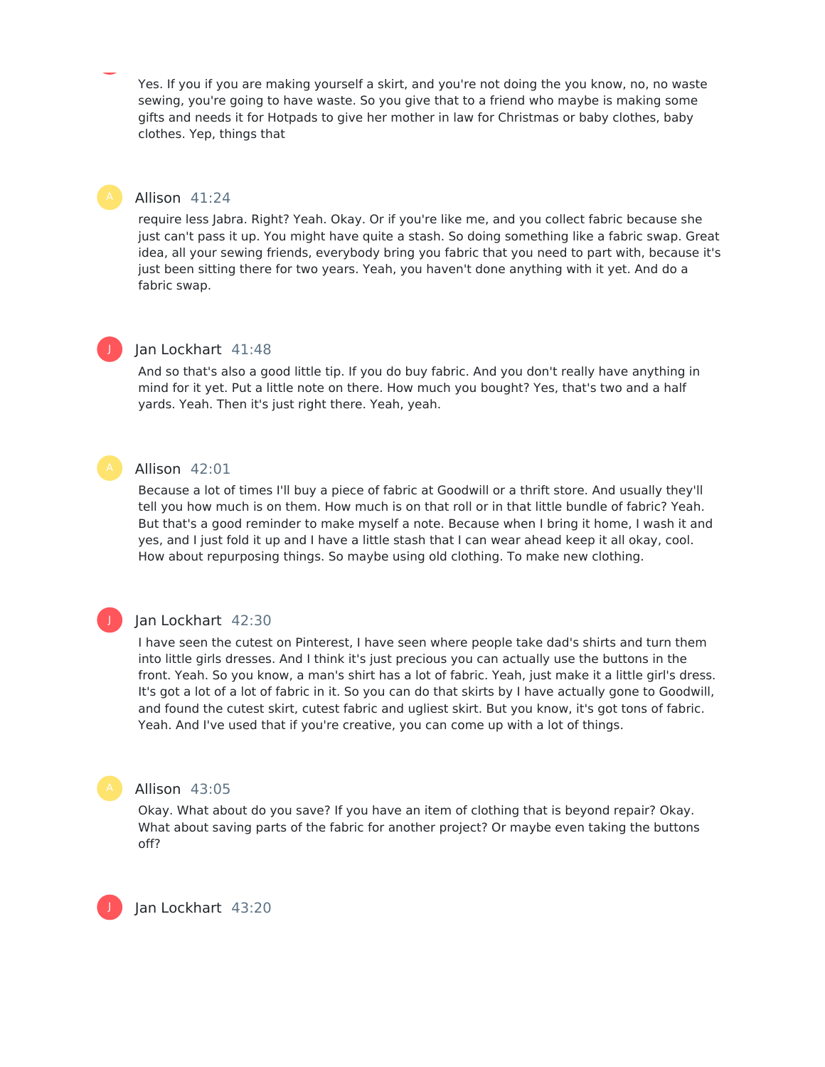Yes. If you if you are making yourself a skirt, and you're not doing the you know, no, no waste sewing, you're going to have waste. So you give that to a friend who maybe is making some gifts and needs it for Hotpads to give her mother in law for Christmas or baby clothes, baby clothes. Yep, things that

**Allison** 41:24

require less Jabra. Right? Yeah. Okay. Or if you're like me, and you collect fabric because she just can't pass it up. You might have quite a stash. So doing something like a fabric swap. Great idea, all your sewing friends, everybody bring you fabric that you need to part with, because it's just been sitting there for two years. Yeah, you haven't done anything with it yet. And do a fabric swap.

**Jan Lockhart** 41:48

And so that's also a good little tip. If you do buy fabric. And you don't really have anything in mind for it yet. Put a little note on there. How much you bought? Yes, that's two and a half yards. Yeah. Then it's just right there. Yeah, yeah.

**Allison** 42:01

Because a lot of times I'll buy a piece of fabric at Goodwill or a thrift store. And usually they'll tell you how much is on them. How much is on that roll or in that little bundle of fabric? Yeah. But that's a good reminder to make myself a note. Because when I bring it home, I wash it and yes, and I just fold it up and I have a little stash that I can wear ahead keep it all okay, cool. How about repurposing things. So maybe using old clothing. To make new clothing.

**Jan Lockhart** 42:30

I have seen the cutest on Pinterest, I have seen where people take dad's shirts and turn them into little girls dresses. And I think it's just precious you can actually use the buttons in the front. Yeah. So you know, a man's shirt has a lot of fabric. Yeah, just make it a little girl's dress. It's got a lot of a lot of fabric in it. So you can do that skirts by I have actually gone to Goodwill, and found the cutest skirt, cutest fabric and ugliest skirt. But you know, it's got tons of fabric. Yeah. And I've used that if you're creative, you can come up with a lot of things.

**Allison** 43:05

Okay. What about do you save? If you have an item of clothing that is beyond repair? Okay. What about saving parts of the fabric for another project? Or maybe even taking the buttons off?

**Jan Lockhart** 43:20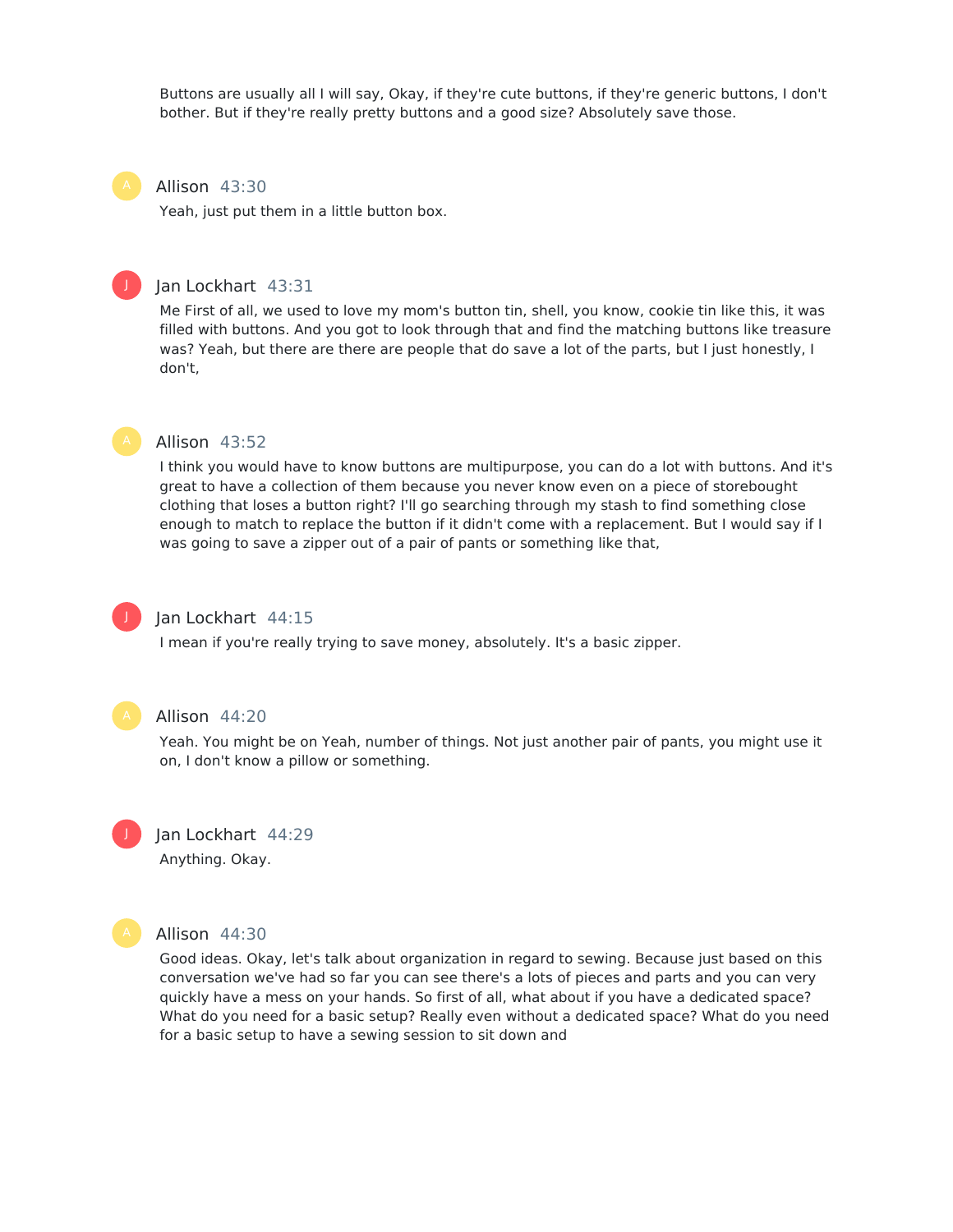Buttons are usually all I will say, Okay, if they're cute buttons, if they're generic buttons, I don't bother. But if they're really pretty buttons and a good size? Absolutely save those.

**Allison** 43:30

Yeah, just put them in a little button box.

**Jan Lockhart** 43:31

Me First of all, we used to love my mom's button tin, shell, you know, cookie tin like this, it was filled with buttons. And you got to look through that and find the matching buttons like treasure was? Yeah, but there are there are people that do save a lot of the parts, but I just honestly, I don't,

**Allison** 43:52

I think you would have to know buttons are multipurpose, you can do a lot with buttons. And it's great to have a collection of them because you never know even on a piece of storebought clothing that loses a button right? I'll go searching through my stash to find something close enough to match to replace the button if it didn't come with a replacement. But I would say if I was going to save a zipper out of a pair of pants or something like that,

**Jan Lockhart** 44:15

I mean if you're really trying to save money, absolutely. It's a basic zipper.

**Allison** 44:20

Yeah. You might be on Yeah, number of things. Not just another pair of pants, you might use it on, I don't know a pillow or something.

**Jan Lockhart** 44:29

Anything. Okay.

**Allison** 44:30

Good ideas. Okay, let's talk about organization in regard to sewing. Because just based on this conversation we've had so far you can see there's a lots of pieces and parts and you can very quickly have a mess on your hands. So first of all, what about if you have a dedicated space? What do you need for a basic setup? Really even without a dedicated space? What do you need for a basic setup to have a sewing session to sit down and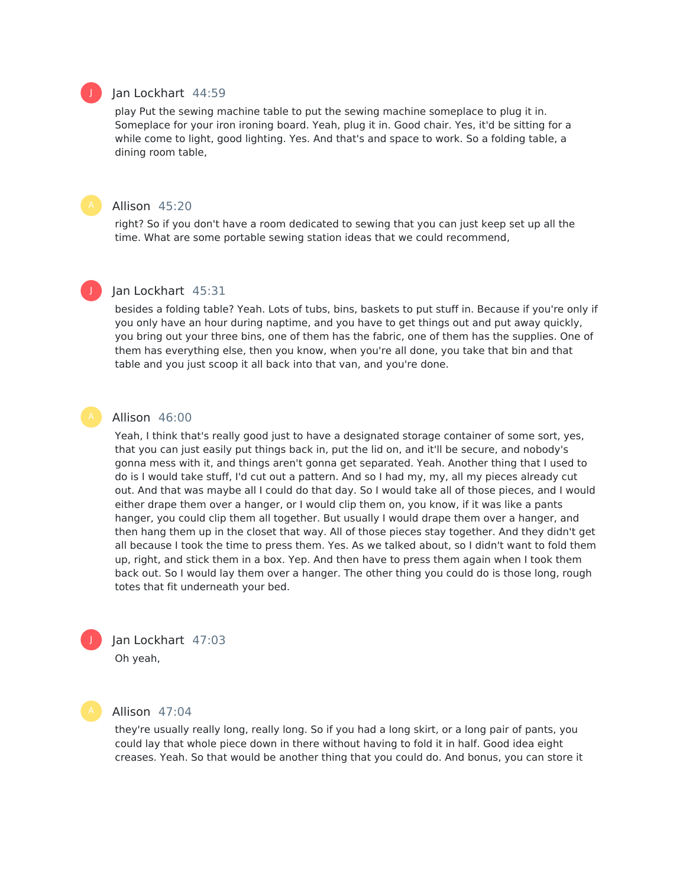**Jan Lockhart** 44:59

play Put the sewing machine table to put the sewing machine someplace to plug it in. Someplace for your iron ironing board. Yeah, plug it in. Good chair. Yes, it'd be sitting for a while come to light, good lighting. Yes. And that's and space to work. So a folding table, a dining room table,

**Allison** 45:20

right? So if you don't have a room dedicated to sewing that you can just keep set up all the time. What are some portable sewing station ideas that we could recommend,

**Jan Lockhart** 45:31

besides a folding table? Yeah. Lots of tubs, bins, baskets to put stuff in. Because if you're only if you only have an hour during naptime, and you have to get things out and put away quickly, you bring out your three bins, one of them has the fabric, one of them has the supplies. One of them has everything else, then you know, when you're all done, you take that bin and that table and you just scoop it all back into that van, and you're done.

**Allison** 46:00

Yeah, I think that's really good just to have a designated storage container of some sort, yes, that you can just easily put things back in, put the lid on, and it'll be secure, and nobody's gonna mess with it, and things aren't gonna get separated. Yeah. Another thing that I used to do is I would take stuff, I'd cut out a pattern. And so I had my, my, all my pieces already cut out. And that was maybe all I could do that day. So I would take all of those pieces, and I would either drape them over a hanger, or I would clip them on, you know, if it was like a pants hanger, you could clip them all together. But usually I would drape them over a hanger, and then hang them up in the closet that way. All of those pieces stay together. And they didn't get all because I took the time to press them. Yes. As we talked about, so I didn't want to fold them up, right, and stick them in a box. Yep. And then have to press them again when I took them back out. So I would lay them over a hanger. The other thing you could do is those long, rough totes that fit underneath your bed.

**Jan Lockhart** 47:03

Oh yeah,

**Allison** 47:04

they're usually really long, really long. So if you had a long skirt, or a long pair of pants, you could lay that whole piece down in there without having to fold it in half. Good idea eight creases. Yeah. So that would be another thing that you could do. And bonus, you can store it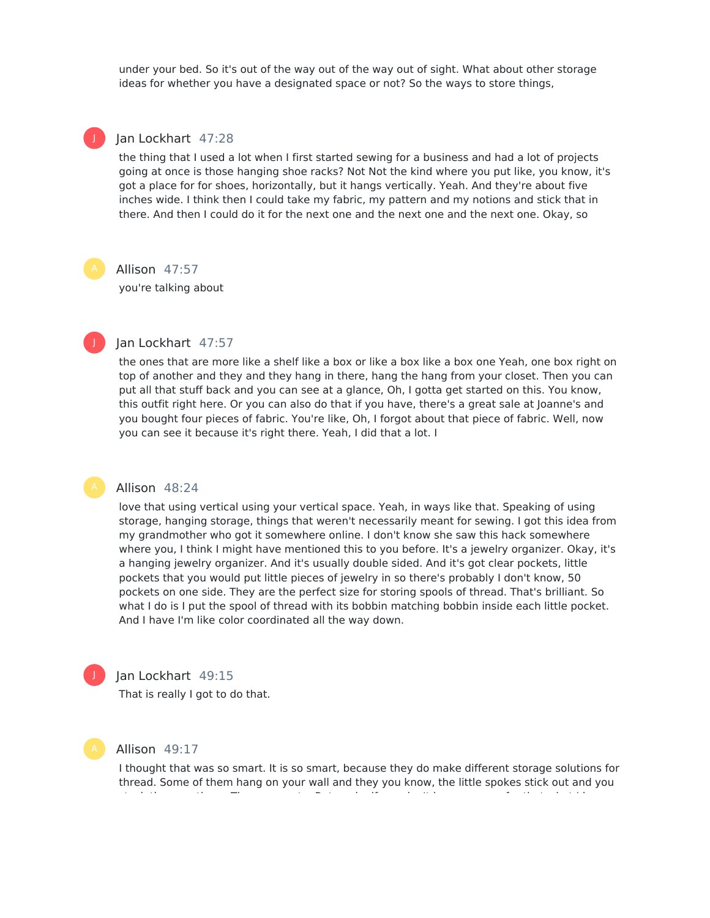under your bed. So it's out of the way out of the way out of sight. What about other storage ideas for whether you have a designated space or not? So the ways to store things,

**Jan Lockhart** 47:28

the thing that I used a lot when I first started sewing for a business and had a lot of projects going at once is those hanging shoe racks? Not Not the kind where you put like, you know, it's got a place for for shoes, horizontally, but it hangs vertically. Yeah. And they're about five inches wide. I think then I could take my fabric, my pattern and my notions and stick that in there. And then I could do it for the next one and the next one and the next one. Okay, so

**Allison** 47:57

you're talking about

**Jan Lockhart** 47:57

the ones that are more like a shelf like a box or like a box like a box one Yeah, one box right on top of another and they and they hang in there, hang the hang from your closet. Then you can put all that stuff back and you can see at a glance, Oh, I gotta get started on this. You know, this outfit right here. Or you can also do that if you have, there's a great sale at Joanne's and you bought four pieces of fabric. You're like, Oh, I forgot about that piece of fabric. Well, now you can see it because it's right there. Yeah, I did that a lot. I

**Allison** 48:24

love that using vertical using your vertical space. Yeah, in ways like that. Speaking of using storage, hanging storage, things that weren't necessarily meant for sewing. I got this idea from my grandmother who got it somewhere online. I don't know she saw this hack somewhere where you, I think I might have mentioned this to you before. It's a jewelry organizer. Okay, it's a hanging jewelry organizer. And it's usually double sided. And it's got clear pockets, little pockets that you would put little pieces of jewelry in so there's probably I don't know, 50 pockets on one side. They are the perfect size for storing spools of thread. That's brilliant. So what I do is I put the spool of thread with its bobbin matching bobbin inside each little pocket. And I have I'm like color coordinated all the way down.

**Jan Lockhart** 49:15

That is really I got to do that.

**Allison** 49:17

I thought that was so smart. It is so smart, because they do make different storage solutions for thread. Some of them hang on your wall and they you know, the little spokes stick out and you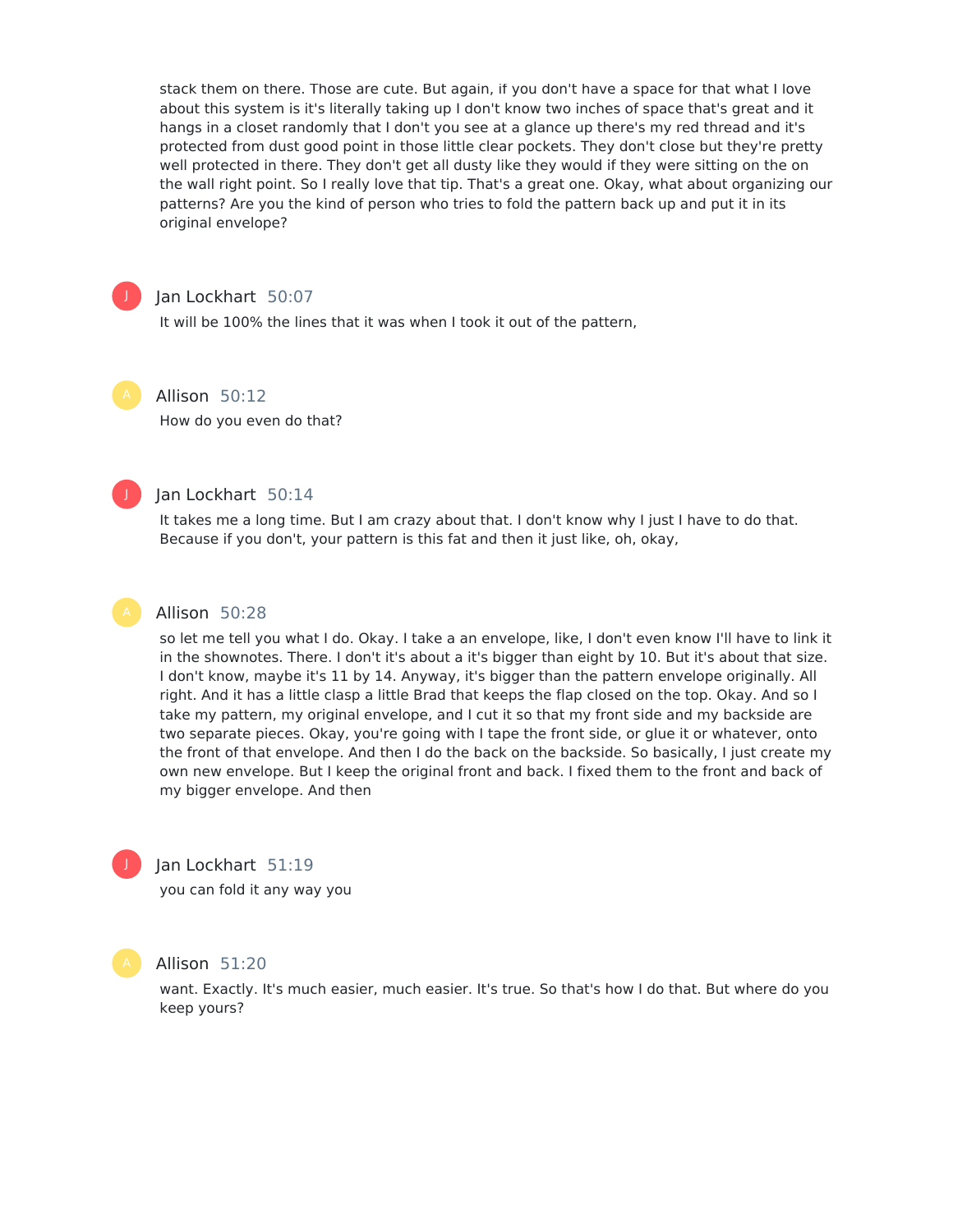stack them on there. Those are cute. But again, if you don't have a space for that what I love about this system is it's literally taking up I don't know two inches of space that's great and it hangs in a closet randomly that I don't you see at a glance up there's my red thread and it's protected from dust good point in those little clear pockets. They don't close but they're pretty well protected in there. They don't get all dusty like they would if they were sitting on the on the wall right point. So I really love that tip. That's a great one. Okay, what about organizing our patterns? Are you the kind of person who tries to fold the pattern back up and put it in its original envelope?

**Jan Lockhart** 50:07

It will be 100% the lines that it was when I took it out of the pattern,

**Allison** 50:12

How do you even do that?

**Jan Lockhart** 50:14

It takes me a long time. But I am crazy about that. I don't know why I just I have to do that. Because if you don't, your pattern is this fat and then it just like, oh, okay,

**Allison** 50:28

so let me tell you what I do. Okay. I take a an envelope, like, I don't even know I'll have to link it in the shownotes. There. I don't it's about a it's bigger than eight by 10. But it's about that size. I don't know, maybe it's 11 by 14. Anyway, it's bigger than the pattern envelope originally. All right. And it has a little clasp a little Brad that keeps the flap closed on the top. Okay. And so I take my pattern, my original envelope, and I cut it so that my front side and my backside are two separate pieces. Okay, you're going with I tape the front side, or glue it or whatever, onto the front of that envelope. And then I do the back on the backside. So basically, I just create my own new envelope. But I keep the original front and back. I fixed them to the front and back of my bigger envelope. And then

**Jan Lockhart** 51:19

you can fold it any way you

**Allison** 51:20

want. Exactly. It's much easier, much easier. It's true. So that's how I do that. But where do you keep yours?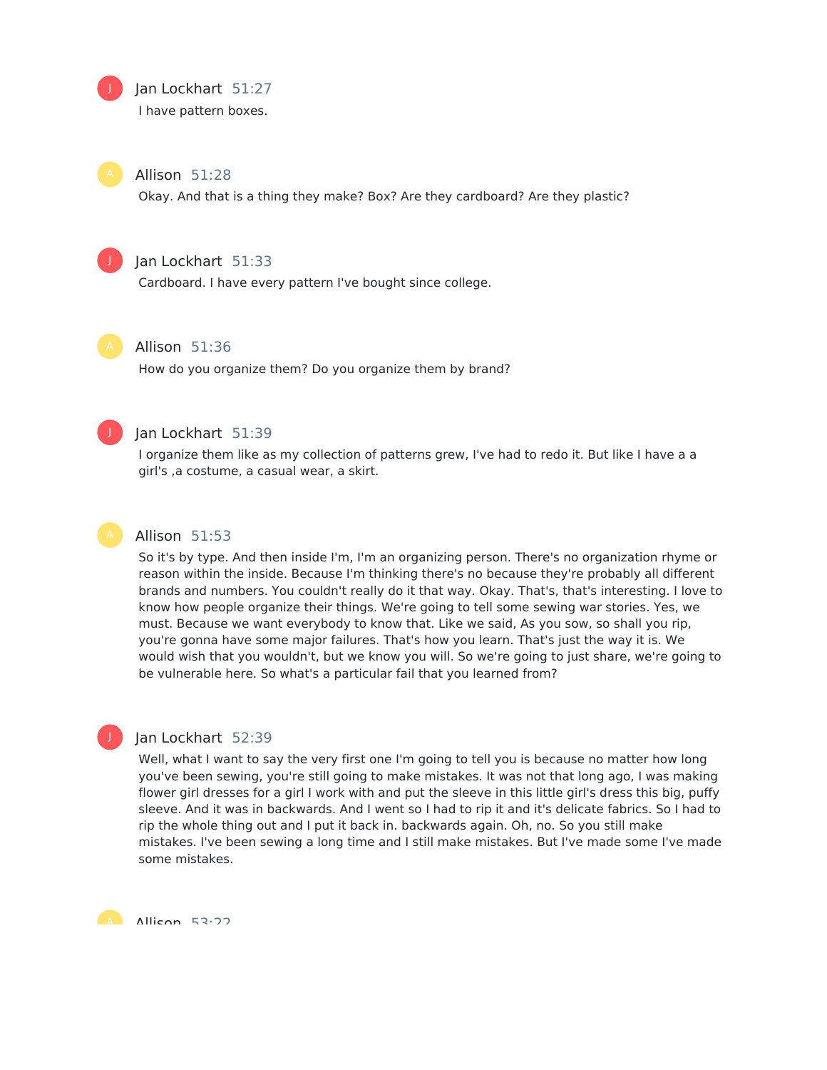**Jan Lockhart** 51:27

I have pattern boxes.

**Allison** 51:28

Okay. And that is a thing they make? Box? Are they cardboard? Are they plastic?

**Jan Lockhart** 51:33

Cardboard. I have every pattern I've bought since college.

**Allison** 51:36

How do you organize them? Do you organize them by brand?

**Jan Lockhart** 51:39

I organize them like as my collection of patterns grew, I've had to redo it. But like I have a a girl's ,a costume, a casual wear, a skirt.

**Allison** 51:53

So it's by type. And then inside I'm, I'm an organizing person. There's no organization rhyme or reason within the inside. Because I'm thinking there's no because they're probably all different brands and numbers. You couldn't really do it that way. Okay. That's, that's interesting. I love to know how people organize their things. We're going to tell some sewing war stories. Yes, we must. Because we want everybody to know that. Like we said, As you sow, so shall you rip, you're gonna have some major failures. That's how you learn. That's just the way it is. We would wish that you wouldn't, but we know you will. So we're going to just share, we're going to be vulnerable here. So what's a particular fail that you learned from?

**Jan Lockhart** 52:39

Well, what I want to say the very first one I'm going to tell you is because no matter how long you've been sewing, you're still going to make mistakes. It was not that long ago, I was making flower girl dresses for a girl I work with and put the sleeve in this little girl's dress this big, puffy sleeve. And it was in backwards. And I went so I had to rip it and it's delicate fabrics. So I had to rip the whole thing out and I put it back in. backwards again. Oh, no. So you still make mistakes. I've been sewing a long time and I still make mistakes. But I've made some I've made some mistakes.

**Allison** 53:22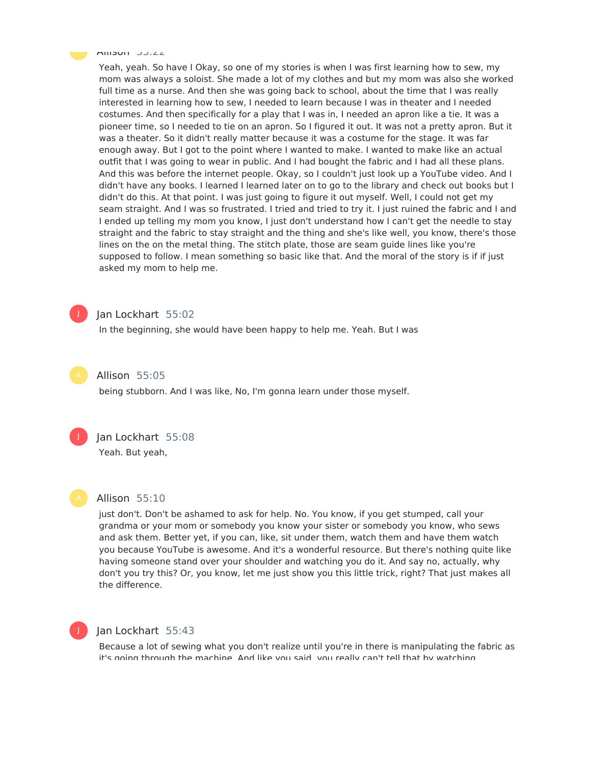Allison 53:22

Yeah, yeah. So have I Okay, so one of my stories is when I was first learning how to sew, my mom was always a soloist. She made a lot of my clothes and but my mom was also she worked full time as a nurse. And then she was going back to school, about the time that I was really interested in learning how to sew, I needed to learn because I was in theater and I needed costumes. And then specifically for a play that I was in, I needed an apron like a tie. It was a pioneer time, so I needed to tie on an apron. So I figured it out. It was not a pretty apron. But it was a theater. So it didn't really matter because it was a costume for the stage. It was far enough away. But I got to the point where I wanted to make. I wanted to make like an actual outfit that I was going to wear in public. And I had bought the fabric and I had all these plans. And this was before the internet people. Okay, so I couldn't just look up a YouTube video. And I didn't have any books. I learned I learned later on to go to the library and check out books but I didn't do this. At that point. I was just going to figure it out myself. Well, I could not get my seam straight. And I was so frustrated. I tried and tried to try it. I just ruined the fabric and I and I ended up telling my mom you know, I just don't understand how I can't get the needle to stay straight and the fabric to stay straight and the thing and she's like well, you know, there's those lines on the on the metal thing. The stitch plate, those are seam guide lines like you're supposed to follow. I mean something so basic like that. And the moral of the story is if if just asked my mom to help me.

Jan Lockhart 55:02

In the beginning, she would have been happy to help me. Yeah. But I was

Allison 55:05

being stubborn. And I was like, No, I'm gonna learn under those myself.

Jan Lockhart 55:08

Yeah. But yeah,

Allison 55:10

just don't. Don't be ashamed to ask for help. No. You know, if you get stumped, call your grandma or your mom or somebody you know your sister or somebody you know, who sews and ask them. Better yet, if you can, like, sit under them, watch them and have them watch you because YouTube is awesome. And it's a wonderful resource. But there's nothing quite like having someone stand over your shoulder and watching you do it. And say no, actually, why don't you try this? Or, you know, let me just show you this little trick, right? That just makes all the difference.

Jan Lockhart 55:43

Because a lot of sewing what you don't realize until you're in there is manipulating the fabric as it's going through the machine. And like you said, you really can't tell that by watching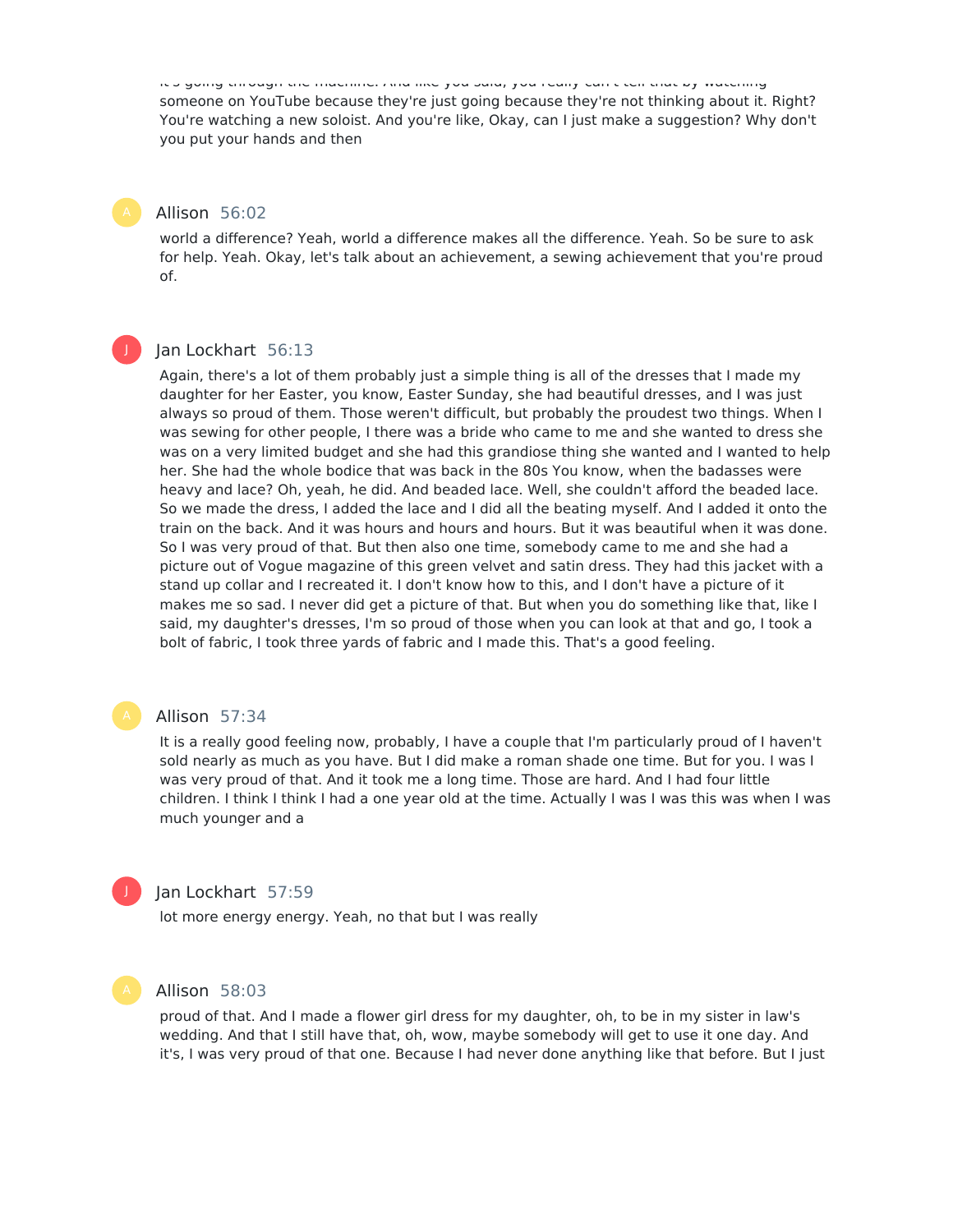it's going through the machine. And like you said, you really can't tell that by watching someone on YouTube because they're just going because they're not thinking about it. Right? You're watching a new soloist. And you're like, Okay, can I just make a suggestion? Why don't you put your hands and then

**Allison** 56:02

world a difference? Yeah, world a difference makes all the difference. Yeah. So be sure to ask for help. Yeah. Okay, let's talk about an achievement, a sewing achievement that you're proud of.

**Jan Lockhart** 56:13

Again, there's a lot of them probably just a simple thing is all of the dresses that I made my daughter for her Easter, you know, Easter Sunday, she had beautiful dresses, and I was just always so proud of them. Those weren't difficult, but probably the proudest two things. When I was sewing for other people, I there was a bride who came to me and she wanted to dress she was on a very limited budget and she had this grandiose thing she wanted and I wanted to help her. She had the whole bodice that was back in the 80s You know, when the badasses were heavy and lace? Oh, yeah, he did. And beaded lace. Well, she couldn't afford the beaded lace. So we made the dress, I added the lace and I did all the beating myself. And I added it onto the train on the back. And it was hours and hours and hours. But it was beautiful when it was done. So I was very proud of that. But then also one time, somebody came to me and she had a picture out of Vogue magazine of this green velvet and satin dress. They had this jacket with a stand up collar and I recreated it. I don't know how to this, and I don't have a picture of it makes me so sad. I never did get a picture of that. But when you do something like that, like I said, my daughter's dresses, I'm so proud of those when you can look at that and go, I took a bolt of fabric, I took three yards of fabric and I made this. That's a good feeling.

**Allison** 57:34

It is a really good feeling now, probably, I have a couple that I'm particularly proud of I haven't sold nearly as much as you have. But I did make a roman shade one time. But for you. I was I was very proud of that. And it took me a long time. Those are hard. And I had four little children. I think I think I had a one year old at the time. Actually I was I was this was when I was much younger and a

**Jan Lockhart** 57:59

lot more energy energy. Yeah, no that but I was really

**Allison** 58:03

proud of that. And I made a flower girl dress for my daughter, oh, to be in my sister in law's wedding. And that I still have that, oh, wow, maybe somebody will get to use it one day. And it's, I was very proud of that one. Because I had never done anything like that before. But I just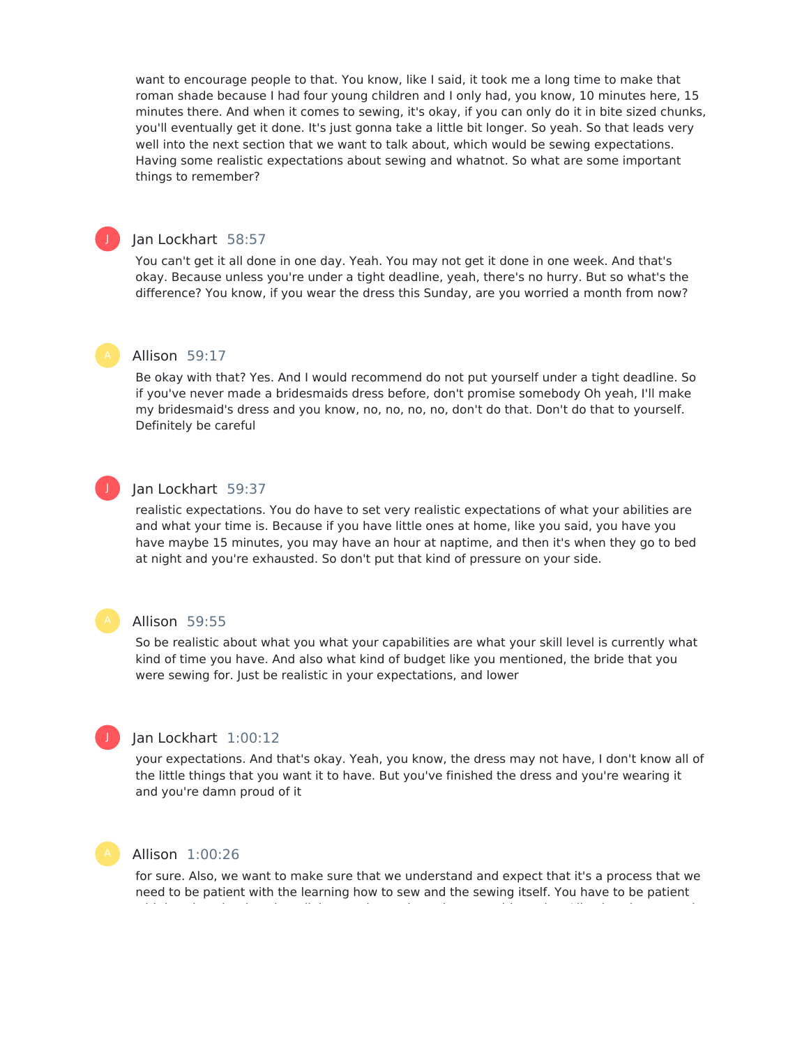want to encourage people to that. You know, like I said, it took me a long time to make that roman shade because I had four young children and I only had, you know, 10 minutes here, 15 minutes there. And when it comes to sewing, it's okay, if you can only do it in bite sized chunks, you'll eventually get it done. It's just gonna take a little bit longer. So yeah. So that leads very well into the next section that we want to talk about, which would be sewing expectations. Having some realistic expectations about sewing and whatnot. So what are some important things to remember?

**Jan Lockhart** 58:57

You can't get it all done in one day. Yeah. You may not get it done in one week. And that's okay. Because unless you're under a tight deadline, yeah, there's no hurry. But so what's the difference? You know, if you wear the dress this Sunday, are you worried a month from now?

**Allison** 59:17

Be okay with that? Yes. And I would recommend do not put yourself under a tight deadline. So if you've never made a bridesmaids dress before, don't promise somebody Oh yeah, I'll make my bridesmaid's dress and you know, no, no, no, no, don't do that. Don't do that to yourself. Definitely be careful

**Jan Lockhart** 59:37

realistic expectations. You do have to set very realistic expectations of what your abilities are and what your time is. Because if you have little ones at home, like you said, you have you have maybe 15 minutes, you may have an hour at naptime, and then it's when they go to bed at night and you're exhausted. So don't put that kind of pressure on your side.

**Allison** 59:55

So be realistic about what you what your capabilities are what your skill level is currently what kind of time you have. And also what kind of budget like you mentioned, the bride that you were sewing for. Just be realistic in your expectations, and lower

**Jan Lockhart** 1:00:12

your expectations. And that's okay. Yeah, you know, the dress may not have, I don't know all of the little things that you want it to have. But you've finished the dress and you're wearing it and you're damn proud of it

**Allison** 1:00:26

for sure. Also, we want to make sure that we understand and expect that it's a process that we need to be patient with the learning how to sew and the sewing itself. You have to be patient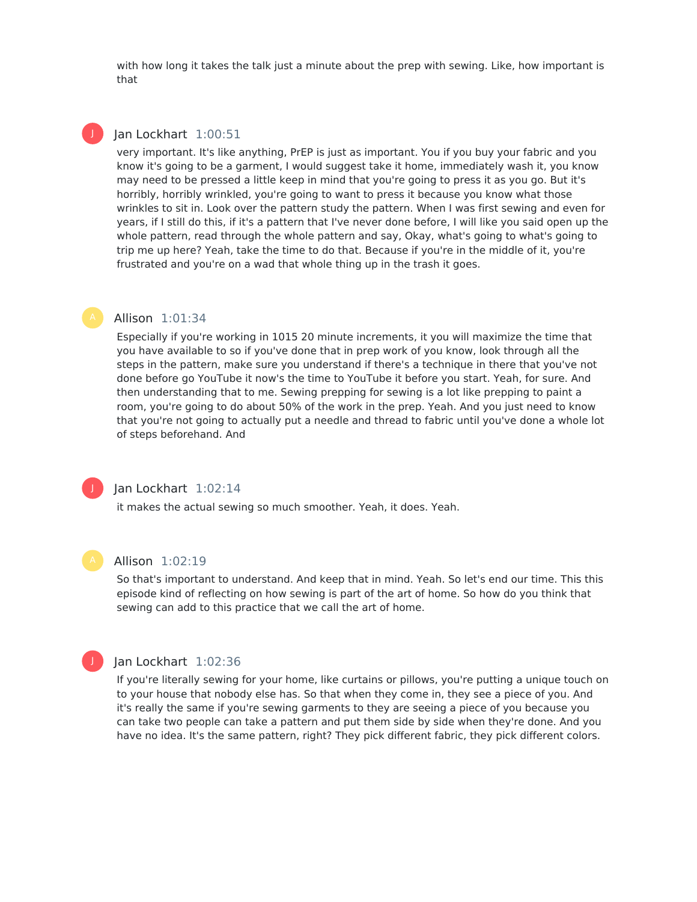with how long it takes the talk just a minute about the prep with sewing. Like, how important is that

**Jan Lockhart** 1:00:51

very important. It's like anything, PrEP is just as important. You if you buy your fabric and you know it's going to be a garment, I would suggest take it home, immediately wash it, you know may need to be pressed a little keep in mind that you're going to press it as you go. But it's horribly, horribly wrinkled, you're going to want to press it because you know what those wrinkles to sit in. Look over the pattern study the pattern. When I was first sewing and even for years, if I still do this, if it's a pattern that I've never done before, I will like you said open up the whole pattern, read through the whole pattern and say, Okay, what's going to what's going to trip me up here? Yeah, take the time to do that. Because if you're in the middle of it, you're frustrated and you're on a wad that whole thing up in the trash it goes.

**Allison** 1:01:34

Especially if you're working in 1015 20 minute increments, it you will maximize the time that you have available to so if you've done that in prep work of you know, look through all the steps in the pattern, make sure you understand if there's a technique in there that you've not done before go YouTube it now's the time to YouTube it before you start. Yeah, for sure. And then understanding that to me. Sewing prepping for sewing is a lot like prepping to paint a room, you're going to do about 50% of the work in the prep. Yeah. And you just need to know that you're not going to actually put a needle and thread to fabric until you've done a whole lot of steps beforehand. And

**Jan Lockhart** 1:02:14

it makes the actual sewing so much smoother. Yeah, it does. Yeah.

**Allison** 1:02:19

So that's important to understand. And keep that in mind. Yeah. So let's end our time. This this episode kind of reflecting on how sewing is part of the art of home. So how do you think that sewing can add to this practice that we call the art of home.

**Jan Lockhart** 1:02:36

If you're literally sewing for your home, like curtains or pillows, you're putting a unique touch on to your house that nobody else has. So that when they come in, they see a piece of you. And it's really the same if you're sewing garments to they are seeing a piece of you because you can take two people can take a pattern and put them side by side when they're done. And you have no idea. It's the same pattern, right? They pick different fabric, they pick different colors.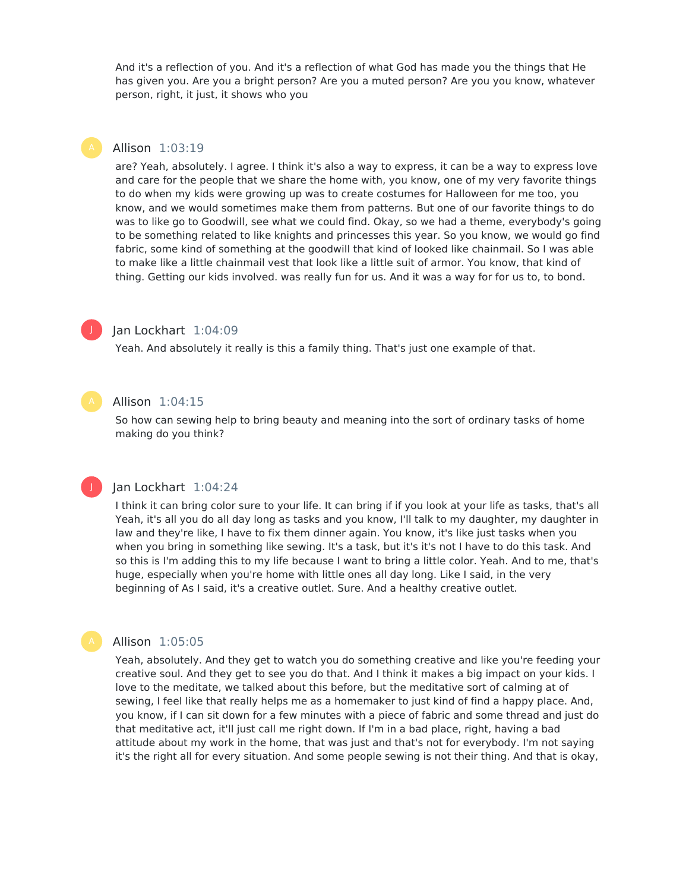And it's a reflection of you. And it's a reflection of what God has made you the things that He has given you. Are you a bright person? Are you a muted person? Are you you know, whatever person, right, it just, it shows who you

**Allison** 1:03:19

are? Yeah, absolutely. I agree. I think it's also a way to express, it can be a way to express love and care for the people that we share the home with, you know, one of my very favorite things to do when my kids were growing up was to create costumes for Halloween for me too, you know, and we would sometimes make them from patterns. But one of our favorite things to do was to like go to Goodwill, see what we could find. Okay, so we had a theme, everybody's going to be something related to like knights and princesses this year. So you know, we would go find fabric, some kind of something at the goodwill that kind of looked like chainmail. So I was able to make like a little chainmail vest that look like a little suit of armor. You know, that kind of thing. Getting our kids involved. was really fun for us. And it was a way for for us to, to bond.

**Jan Lockhart** 1:04:09

Yeah. And absolutely it really is this a family thing. That's just one example of that.

**Allison** 1:04:15

So how can sewing help to bring beauty and meaning into the sort of ordinary tasks of home making do you think?

**Jan Lockhart** 1:04:24

I think it can bring color sure to your life. It can bring if if you look at your life as tasks, that's all Yeah, it's all you do all day long as tasks and you know, I'll talk to my daughter, my daughter in law and they're like, I have to fix them dinner again. You know, it's like just tasks when you when you bring in something like sewing. It's a task, but it's it's not I have to do this task. And so this is I'm adding this to my life because I want to bring a little color. Yeah. And to me, that's huge, especially when you're home with little ones all day long. Like I said, in the very beginning of As I said, it's a creative outlet. Sure. And a healthy creative outlet.

**Allison** 1:05:05

Yeah, absolutely. And they get to watch you do something creative and like you're feeding your creative soul. And they get to see you do that. And I think it makes a big impact on your kids. I love to the meditate, we talked about this before, but the meditative sort of calming at of sewing, I feel like that really helps me as a homemaker to just kind of find a happy place. And, you know, if I can sit down for a few minutes with a piece of fabric and some thread and just do that meditative act, it'll just call me right down. If I'm in a bad place, right, having a bad attitude about my work in the home, that was just and that's not for everybody. I'm not saying it's the right all for every situation. And some people sewing is not their thing. And that is okay,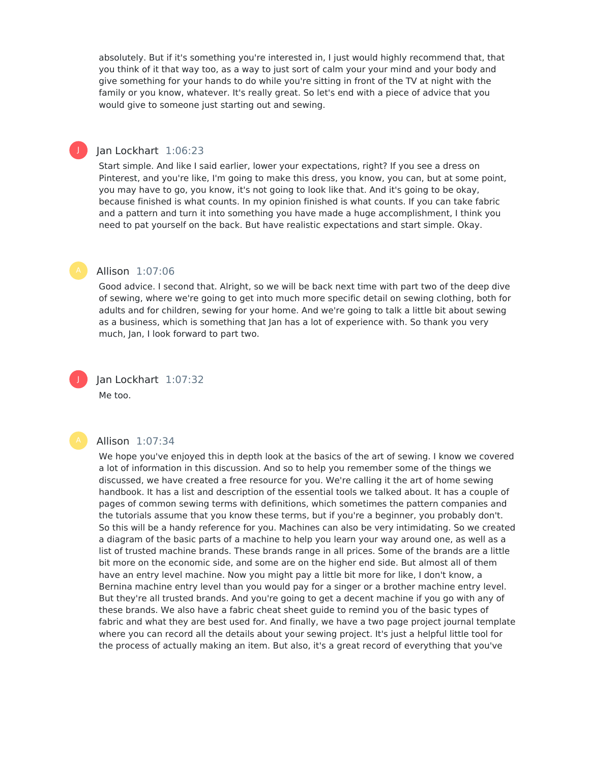absolutely. But if it's something you're interested in, I just would highly recommend that, that you think of it that way too, as a way to just sort of calm your your mind and your body and give something for your hands to do while you're sitting in front of the TV at night with the family or you know, whatever. It's really great. So let's end with a piece of advice that you would give to someone just starting out and sewing.

**Jan Lockhart** 1:06:23

Start simple. And like I said earlier, lower your expectations, right? If you see a dress on Pinterest, and you're like, I'm going to make this dress, you know, you can, but at some point, you may have to go, you know, it's not going to look like that. And it's going to be okay, because finished is what counts. In my opinion finished is what counts. If you can take fabric and a pattern and turn it into something you have made a huge accomplishment, I think you need to pat yourself on the back. But have realistic expectations and start simple. Okay.

**Allison** 1:07:06

Good advice. I second that. Alright, so we will be back next time with part two of the deep dive of sewing, where we're going to get into much more specific detail on sewing clothing, both for adults and for children, sewing for your home. And we're going to talk a little bit about sewing as a business, which is something that Jan has a lot of experience with. So thank you very much, Jan, I look forward to part two.

**Jan Lockhart** 1:07:32

Me too.

**Allison** 1:07:34

We hope you've enjoyed this in depth look at the basics of the art of sewing. I know we covered a lot of information in this discussion. And so to help you remember some of the things we discussed, we have created a free resource for you. We're calling it the art of home sewing handbook. It has a list and description of the essential tools we talked about. It has a couple of pages of common sewing terms with definitions, which sometimes the pattern companies and the tutorials assume that you know these terms, but if you're a beginner, you probably don't. So this will be a handy reference for you. Machines can also be very intimidating. So we created a diagram of the basic parts of a machine to help you learn your way around one, as well as a list of trusted machine brands. These brands range in all prices. Some of the brands are a little bit more on the economic side, and some are on the higher end side. But almost all of them have an entry level machine. Now you might pay a little bit more for like, I don't know, a Bernina machine entry level than you would pay for a singer or a brother machine entry level. But they're all trusted brands. And you're going to get a decent machine if you go with any of these brands. We also have a fabric cheat sheet guide to remind you of the basic types of fabric and what they are best used for. And finally, we have a two page project journal template where you can record all the details about your sewing project. It's just a helpful little tool for the process of actually making an item. But also, it's a great record of everything that you've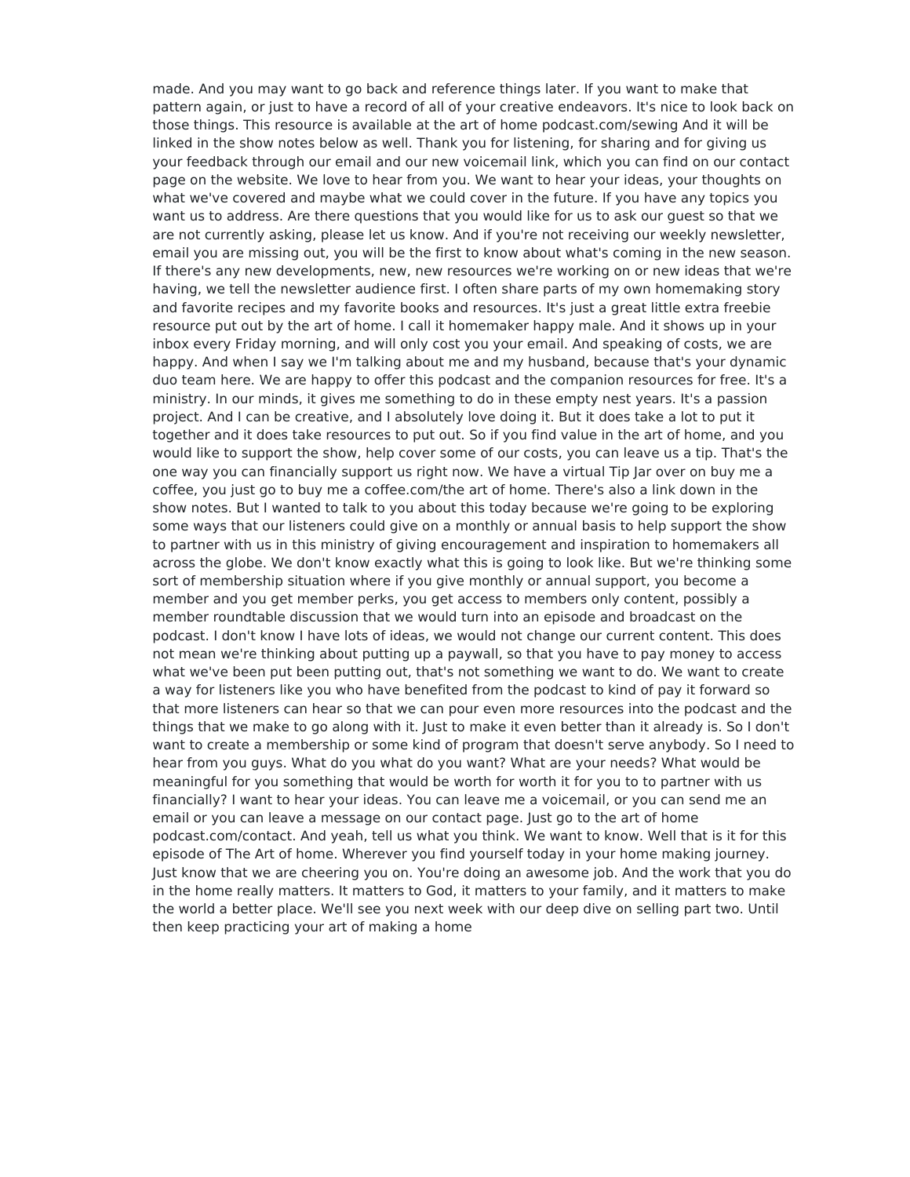made. And you may want to go back and reference things later. If you want to make that pattern again, or just to have a record of all of your creative endeavors. It's nice to look back on those things. This resource is available at the art of home podcast.com/sewing And it will be linked in the show notes below as well. Thank you for listening, for sharing and for giving us your feedback through our email and our new voicemail link, which you can find on our contact page on the website. We love to hear from you. We want to hear your ideas, your thoughts on what we've covered and maybe what we could cover in the future. If you have any topics you want us to address. Are there questions that you would like for us to ask our guest so that we are not currently asking, please let us know. And if you're not receiving our weekly newsletter, email you are missing out, you will be the first to know about what's coming in the new season. If there's any new developments, new, new resources we're working on or new ideas that we're having, we tell the newsletter audience first. I often share parts of my own homemaking story and favorite recipes and my favorite books and resources. It's just a great little extra freebie resource put out by the art of home. I call it homemaker happy male. And it shows up in your inbox every Friday morning, and will only cost you your email. And speaking of costs, we are happy. And when I say we I'm talking about me and my husband, because that's your dynamic duo team here. We are happy to offer this podcast and the companion resources for free. It's a ministry. In our minds, it gives me something to do in these empty nest years. It's a passion project. And I can be creative, and I absolutely love doing it. But it does take a lot to put it together and it does take resources to put out. So if you find value in the art of home, and you would like to support the show, help cover some of our costs, you can leave us a tip. That's the one way you can financially support us right now. We have a virtual Tip Jar over on buy me a coffee, you just go to buy me a coffee.com/the art of home. There's also a link down in the show notes. But I wanted to talk to you about this today because we're going to be exploring some ways that our listeners could give on a monthly or annual basis to help support the show to partner with us in this ministry of giving encouragement and inspiration to homemakers all across the globe. We don't know exactly what this is going to look like. But we're thinking some sort of membership situation where if you give monthly or annual support, you become a member and you get member perks, you get access to members only content, possibly a member roundtable discussion that we would turn into an episode and broadcast on the podcast. I don't know I have lots of ideas, we would not change our current content. This does not mean we're thinking about putting up a paywall, so that you have to pay money to access what we've been put been putting out, that's not something we want to do. We want to create a way for listeners like you who have benefited from the podcast to kind of pay it forward so that more listeners can hear so that we can pour even more resources into the podcast and the things that we make to go along with it. Just to make it even better than it already is. So I don't want to create a membership or some kind of program that doesn't serve anybody. So I need to hear from you guys. What do you what do you want? What are your needs? What would be meaningful for you something that would be worth for worth it for you to to partner with us financially? I want to hear your ideas. You can leave me a voicemail, or you can send me an email or you can leave a message on our contact page. Just go to the art of home podcast.com/contact. And yeah, tell us what you think. We want to know. Well that is it for this episode of The Art of home. Wherever you find yourself today in your home making journey. Just know that we are cheering you on. You're doing an awesome job. And the work that you do in the home really matters. It matters to God, it matters to your family, and it matters to make the world a better place. We'll see you next week with our deep dive on selling part two. Until then keep practicing your art of making a home